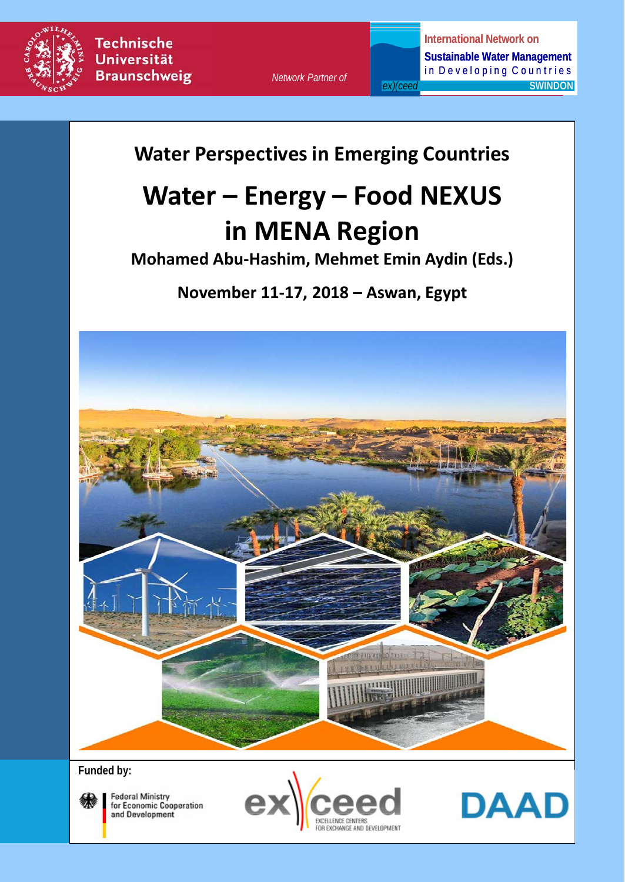Technische Universität Braunschweig

*Network Partner of*

International Network on Sustainable Water Management in Developing Countries

ex)(ceed SWINDON

## Water Perspectives in Emerging Countries

# Water – Energy – Food NEXUS in MENA Region

**Mohamed Abu-Hashim, Mehmet Emin Aydin (Eds.)**

**November 11-17, 2018 – Aswan, Egypt**

**Funded by:**

Federal Ministry for Economic Cooperation and Development

ex)(ceed EXCELLENCE CENTERS FOR EXCHANGE AND DEVELOPMENT

DAAD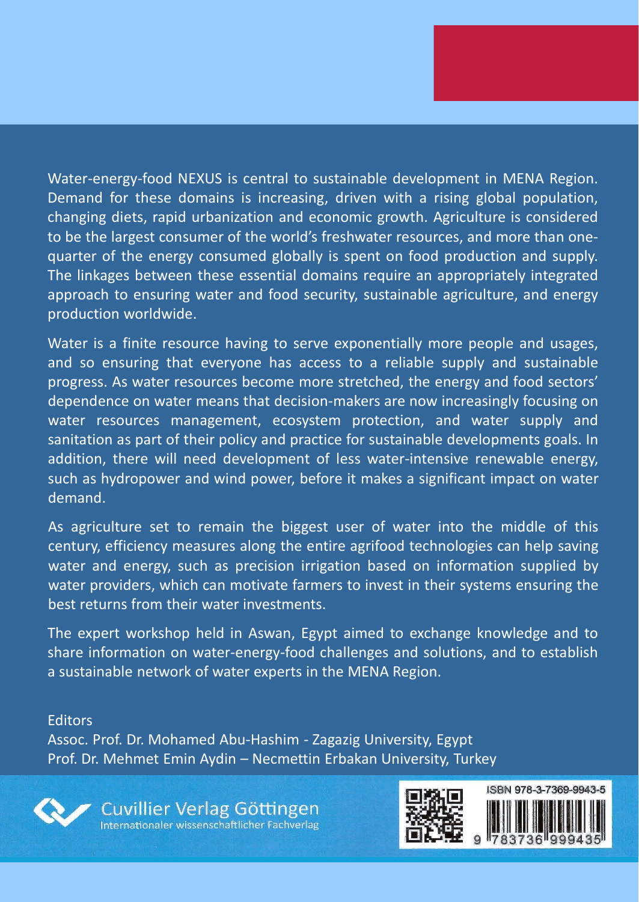Water-energy-food NEXUS is central to sustainable development in MENA Region. Demand for these domains is increasing, driven with a rising global population, changing diets, rapid urbanization and economic growth. Agriculture is considered to be the largest consumer of the world's freshwater resources, and more than one-quarter of the energy consumed globally is spent on food production and supply. The linkages between these essential domains require an appropriately integrated approach to ensuring water and food security, sustainable agriculture, and energy production worldwide.

Water is a finite resource having to serve exponentially more people and usages, and so ensuring that everyone has access to a reliable supply and sustainable progress. As water resources become more stretched, the energy and food sectors' dependence on water means that decision-makers are now increasingly focusing on water resources management, ecosystem protection, and water supply and sanitation as part of their policy and practice for sustainable developments goals. In addition, there will need development of less water-intensive renewable energy, such as hydropower and wind power, before it makes a significant impact on water demand.

As agriculture set to remain the biggest user of water into the middle of this century, efficiency measures along the entire agrifood technologies can help saving water and energy, such as precision irrigation based on information supplied by water providers, which can motivate farmers to invest in their systems ensuring the best returns from their water investments.

The expert workshop held in Aswan, Egypt aimed to exchange knowledge and to share information on water-energy-food challenges and solutions, and to establish a sustainable network of water experts in the MENA Region.

Editors
Assoc. Prof. Dr. Mohamed Abu-Hashim - Zagazig University, Egypt
Prof. Dr. Mehmet Emin Aydin – Necmettin Erbakan University, Turkey

Cuvillier Verlag Göttingen
Internationaler wissenschaftlicher Fachverlag

ISBN 978-3-7369-9943-5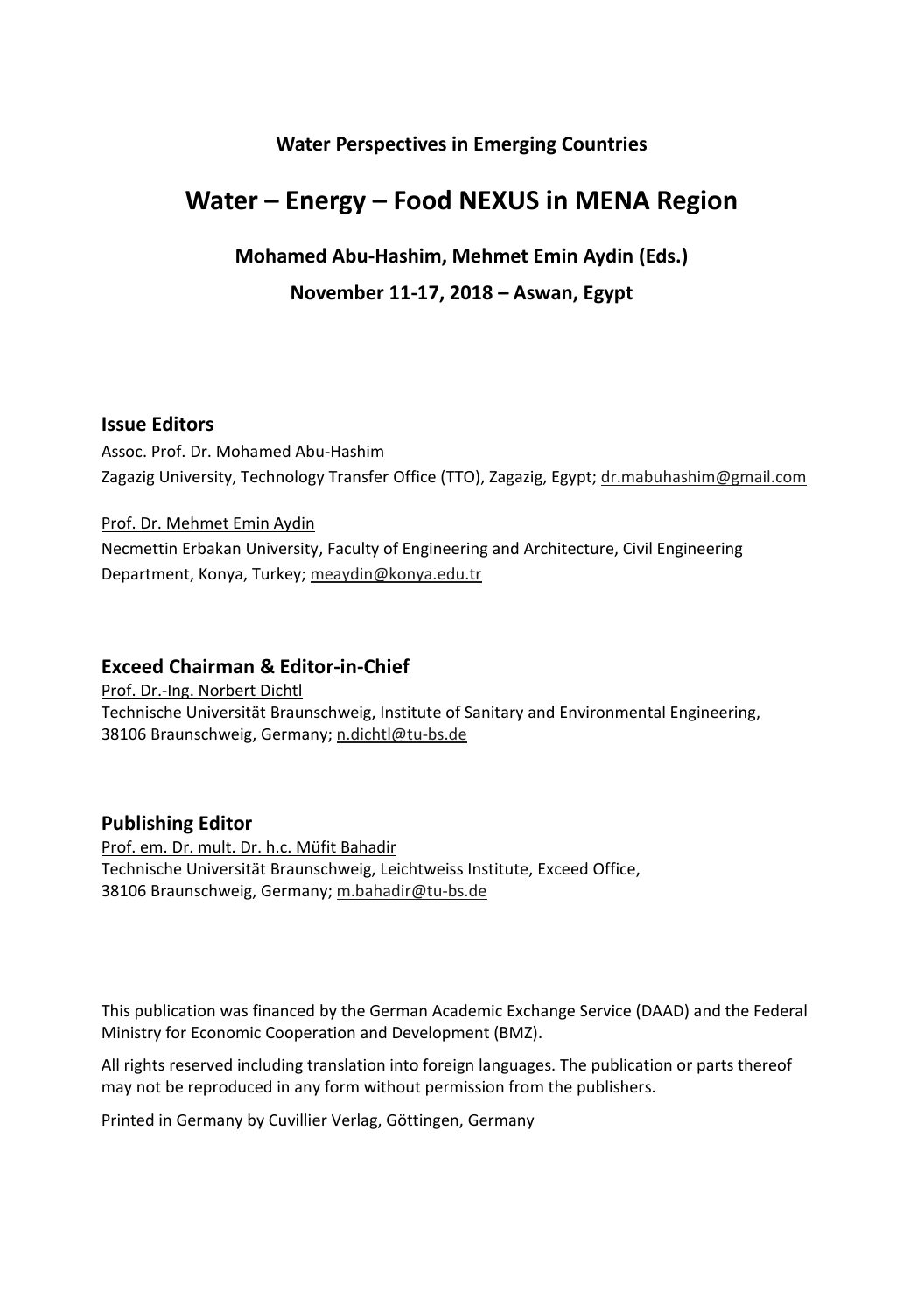**Water Perspectives in Emerging Countries**

# Water – Energy – Food NEXUS in MENA Region

**Mohamed Abu-Hashim, Mehmet Emin Aydin (Eds.)**

**November 11-17, 2018 – Aswan, Egypt**

## Issue Editors

Assoc. Prof. Dr. Mohamed Abu-Hashim
Zagazig University, Technology Transfer Office (TTO), Zagazig, Egypt; dr.mabuhashim@gmail.com

Prof. Dr. Mehmet Emin Aydin
Necmettin Erbakan University, Faculty of Engineering and Architecture, Civil Engineering Department, Konya, Turkey; meaydin@konya.edu.tr

## Exceed Chairman & Editor-in-Chief

Prof. Dr.-Ing. Norbert Dichtl
Technische Universität Braunschweig, Institute of Sanitary and Environmental Engineering, 38106 Braunschweig, Germany; n.dichtl@tu-bs.de

## Publishing Editor

Prof. em. Dr. mult. Dr. h.c. Müfit Bahadir
Technische Universität Braunschweig, Leichtweiss Institute, Exceed Office, 38106 Braunschweig, Germany; m.bahadir@tu-bs.de

This publication was financed by the German Academic Exchange Service (DAAD) and the Federal Ministry for Economic Cooperation and Development (BMZ).

All rights reserved including translation into foreign languages. The publication or parts thereof may not be reproduced in any form without permission from the publishers.

Printed in Germany by Cuvillier Verlag, Göttingen, Germany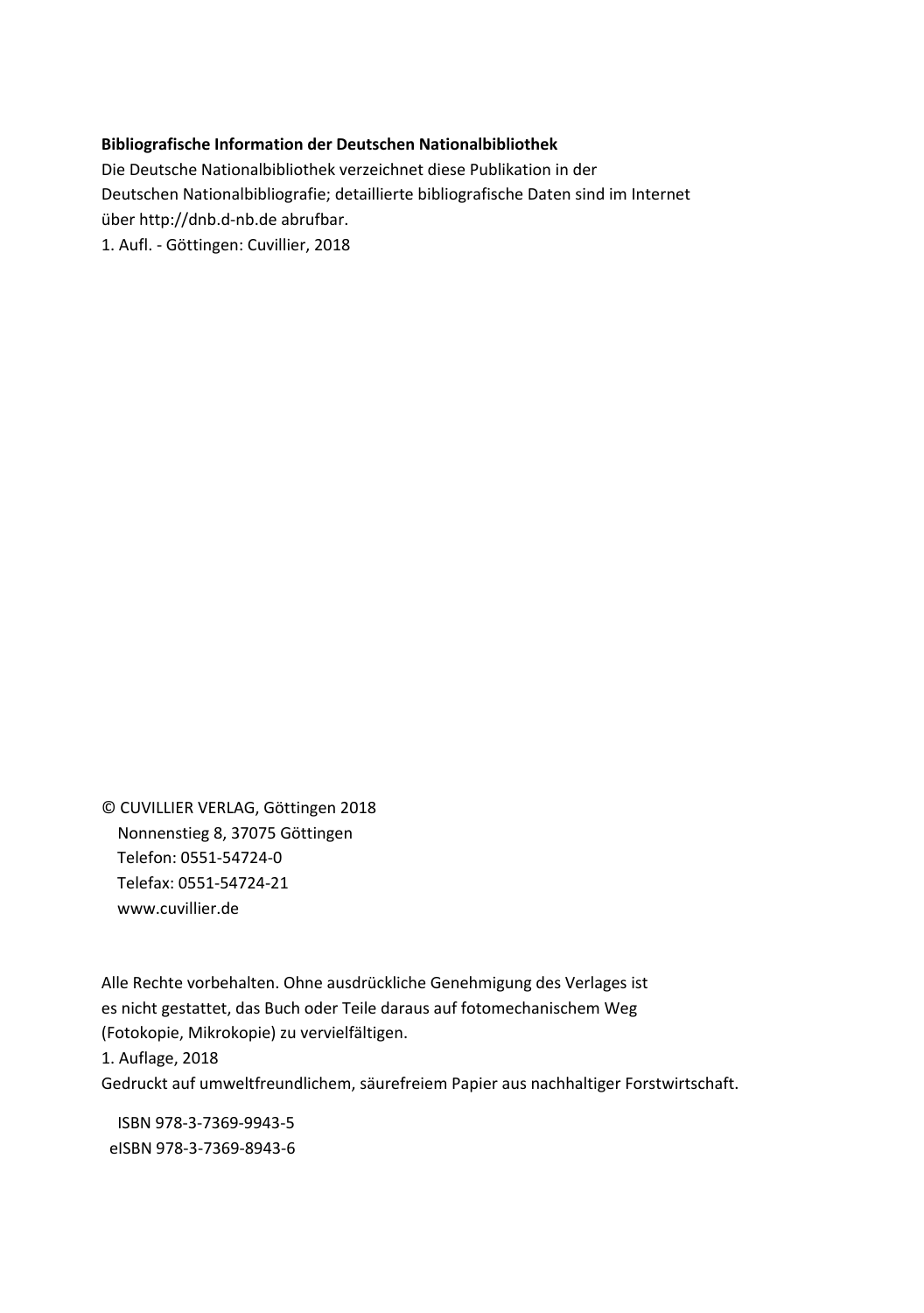**Bibliografische Information der Deutschen Nationalbibliothek**
Die Deutsche Nationalbibliothek verzeichnet diese Publikation in der
Deutschen Nationalbibliografie; detaillierte bibliografische Daten sind im Internet
über http://dnb.d-nb.de abrufbar.
1. Aufl. - Göttingen: Cuvillier, 2018

© CUVILLIER VERLAG, Göttingen 2018
Nonnenstieg 8, 37075 Göttingen
Telefon: 0551-54724-0
Telefax: 0551-54724-21
www.cuvillier.de

Alle Rechte vorbehalten. Ohne ausdrückliche Genehmigung des Verlages ist
es nicht gestattet, das Buch oder Teile daraus auf fotomechanischem Weg
(Fotokopie, Mikrokopie) zu vervielfältigen.
1. Auflage, 2018
Gedruckt auf umweltfreundlichem, säurefreiem Papier aus nachhaltiger Forstwirtschaft.

ISBN 978-3-7369-9943-5
eISBN 978-3-7369-8943-6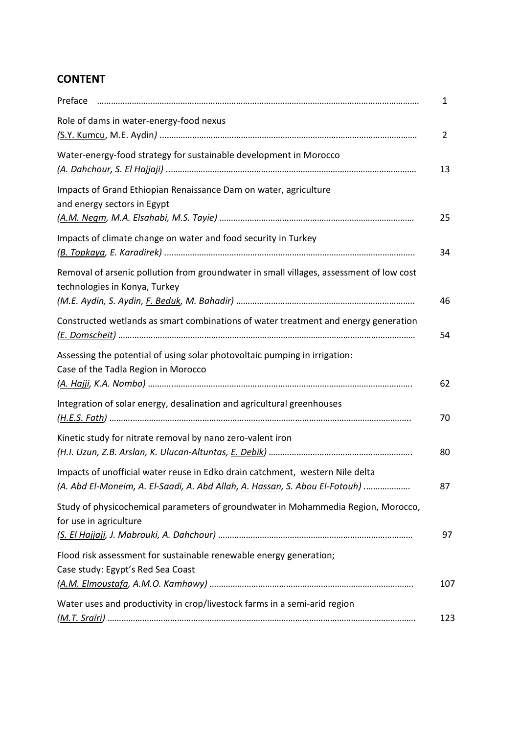## CONTENT

| | |
|---|---|
| Preface | 1 |
| Role of dams in water-energy-food nexus<br>(S.Y. Kumcu, M.E. Aydin) | 2 |
| Water-energy-food strategy for sustainable development in Morocco<br>*(A. Dahchour, S. El Hajjaji)* | 13 |
| Impacts of Grand Ethiopian Renaissance Dam on water, agriculture and energy sectors in Egypt<br>*(A.M. Negm, M.A. Elsahabi, M.S. Tayie)* | 25 |
| Impacts of climate change on water and food security in Turkey<br>*(B. Topkaya, E. Karadirek)* | 34 |
| Removal of arsenic pollution from groundwater in small villages, assessment of low cost technologies in Konya, Turkey<br>*(M.E. Aydin, S. Aydin, F. Beduk, M. Bahadir)* | 46 |
| Constructed wetlands as smart combinations of water treatment and energy generation<br>*(E. Domscheit)* | 54 |
| Assessing the potential of using solar photovoltaic pumping in irrigation: Case of the Tadla Region in Morocco<br>*(A. Hajji, K.A. Nombo)* | 62 |
| Integration of solar energy, desalination and agricultural greenhouses<br>*(H.E.S. Fath)* | 70 |
| Kinetic study for nitrate removal by nano zero-valent iron<br>*(H.I. Uzun, Z.B. Arslan, K. Ulucan-Altuntas, E. Debik)* | 80 |
| Impacts of unofficial water reuse in Edko drain catchment, western Nile delta<br>*(A. Abd El-Moneim, A. El-Saadi, A. Abd Allah, A. Hassan, S. Abou El-Fotouh)* | 87 |
| Study of physicochemical parameters of groundwater in Mohammedia Region, Morocco, for use in agriculture<br>*(S. El Hajjaji, J. Mabrouki, A. Dahchour)* | 97 |
| Flood risk assessment for sustainable renewable energy generation; Case study: Egypt's Red Sea Coast<br>*(A.M. Elmoustafa, A.M.O. Kamhawy)* | 107 |
| Water uses and productivity in crop/livestock farms in a semi-arid region<br>*(M.T. Sraïri)* | 123 |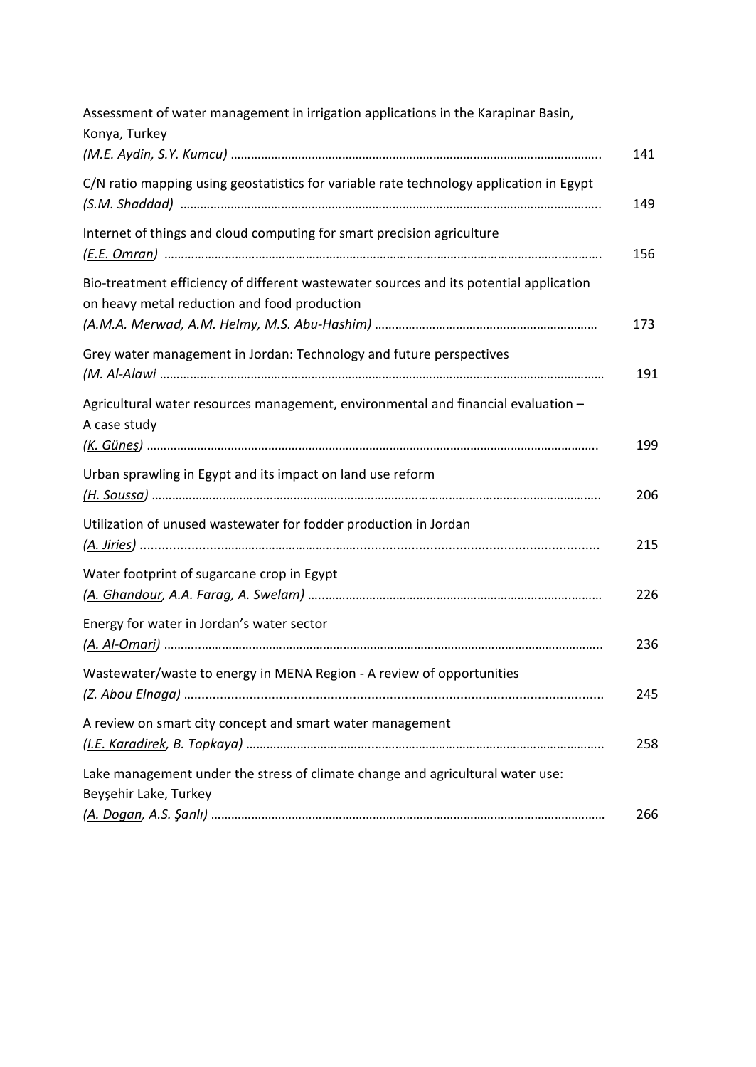Assessment of water management in irrigation applications in the Karapinar Basin, Konya, Turkey
*(M.E. Aydin, S.Y. Kumcu)* ........ 141

C/N ratio mapping using geostatistics for variable rate technology application in Egypt
*(S.M. Shaddad)* ........ 149

Internet of things and cloud computing for smart precision agriculture
*(E.E. Omran)* ........ 156

Bio-treatment efficiency of different wastewater sources and its potential application on heavy metal reduction and food production
*(A.M.A. Merwad, A.M. Helmy, M.S. Abu-Hashim)* ........ 173

Grey water management in Jordan: Technology and future perspectives
*(M. Al-Alawi* ........ 191

Agricultural water resources management, environmental and financial evaluation – A case study
*(K. Güneş)* ........ 199

Urban sprawling in Egypt and its impact on land use reform
*(H. Soussa)* ........ 206

Utilization of unused wastewater for fodder production in Jordan
*(A. Jiries)* ........ 215

Water footprint of sugarcane crop in Egypt
*(A. Ghandour, A.A. Farag, A. Swelam)* ........ 226

Energy for water in Jordan's water sector
*(A. Al-Omari)* ........ 236

Wastewater/waste to energy in MENA Region - A review of opportunities
*(Z. Abou Elnaga)* ........ 245

A review on smart city concept and smart water management
*(I.E. Karadirek, B. Topkaya)* ........ 258

Lake management under the stress of climate change and agricultural water use: Beyşehir Lake, Turkey
*(A. Dogan, A.S. Şanlı)* ........ 266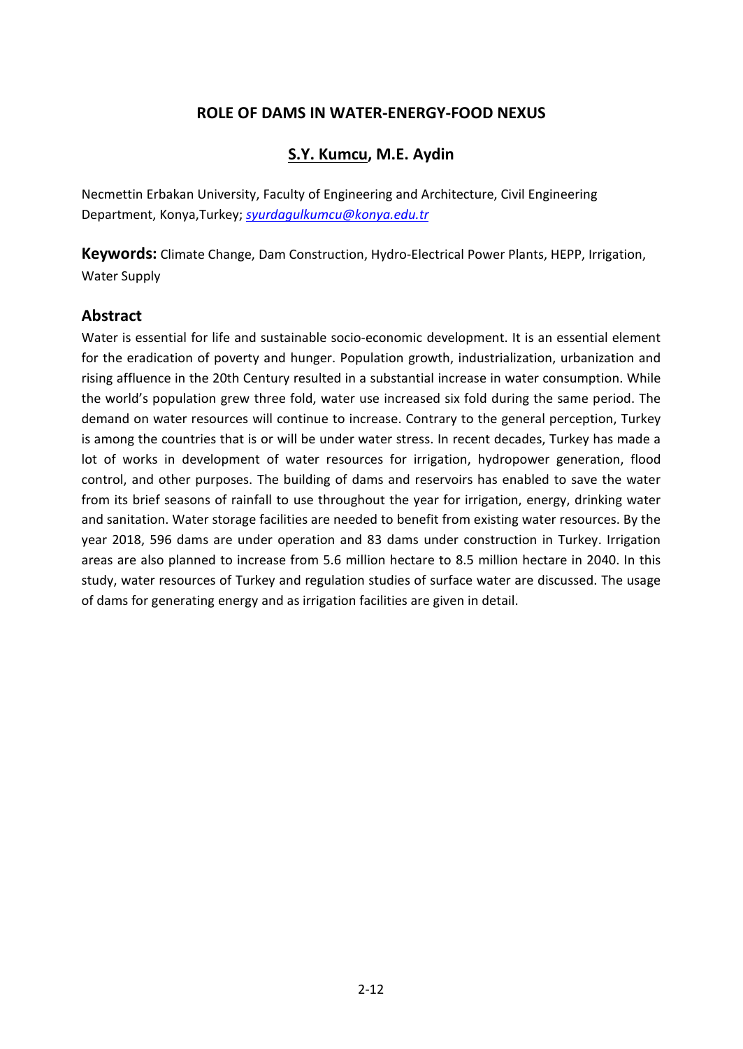# ROLE OF DAMS IN WATER-ENERGY-FOOD NEXUS

**S.Y. Kumcu, M.E. Aydin**

Necmettin Erbakan University, Faculty of Engineering and Architecture, Civil Engineering Department, Konya,Turkey; *syurdagulkumcu@konya.edu.tr*

**Keywords:** Climate Change, Dam Construction, Hydro-Electrical Power Plants, HEPP, Irrigation, Water Supply

## Abstract

Water is essential for life and sustainable socio-economic development. It is an essential element for the eradication of poverty and hunger. Population growth, industrialization, urbanization and rising affluence in the 20th Century resulted in a substantial increase in water consumption. While the world's population grew three fold, water use increased six fold during the same period. The demand on water resources will continue to increase. Contrary to the general perception, Turkey is among the countries that is or will be under water stress. In recent decades, Turkey has made a lot of works in development of water resources for irrigation, hydropower generation, flood control, and other purposes. The building of dams and reservoirs has enabled to save the water from its brief seasons of rainfall to use throughout the year for irrigation, energy, drinking water and sanitation. Water storage facilities are needed to benefit from existing water resources. By the year 2018, 596 dams are under operation and 83 dams under construction in Turkey. Irrigation areas are also planned to increase from 5.6 million hectare to 8.5 million hectare in 2040. In this study, water resources of Turkey and regulation studies of surface water are discussed. The usage of dams for generating energy and as irrigation facilities are given in detail.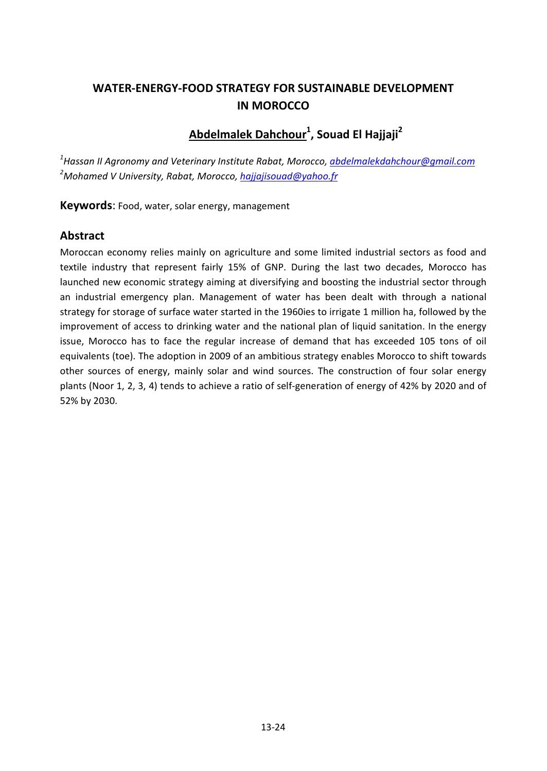# WATER-ENERGY-FOOD STRATEGY FOR SUSTAINABLE DEVELOPMENT IN MOROCCO

## **<u>Abdelmalek Dahchour</u>**[1], **Souad El Hajjaji**[2]

[1] *Hassan II Agronomy and Veterinary Institute Rabat, Morocco, abdelmalekdahchour@gmail.com*
[2] *Mohamed V University, Rabat, Morocco, hajjajisouad@yahoo.fr*

**Keywords**: Food, water, solar energy, management

## Abstract

Moroccan economy relies mainly on agriculture and some limited industrial sectors as food and textile industry that represent fairly 15% of GNP. During the last two decades, Morocco has launched new economic strategy aiming at diversifying and boosting the industrial sector through an industrial emergency plan. Management of water has been dealt with through a national strategy for storage of surface water started in the 1960ies to irrigate 1 million ha, followed by the improvement of access to drinking water and the national plan of liquid sanitation. In the energy issue, Morocco has to face the regular increase of demand that has exceeded 105 tons of oil equivalents (toe). The adoption in 2009 of an ambitious strategy enables Morocco to shift towards other sources of energy, mainly solar and wind sources. The construction of four solar energy plants (Noor 1, 2, 3, 4) tends to achieve a ratio of self-generation of energy of 42% by 2020 and of 52% by 2030.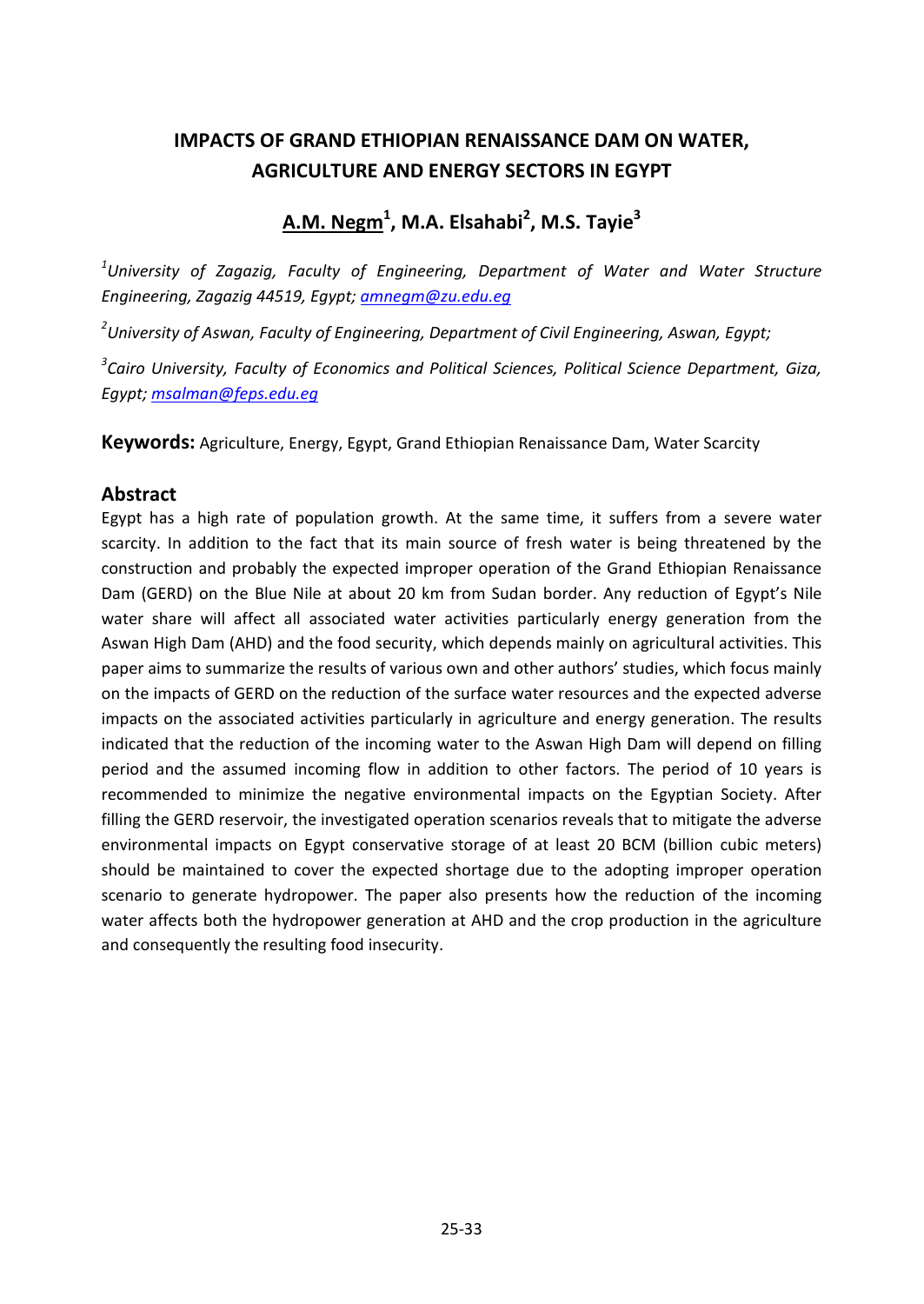# IMPACTS OF GRAND ETHIOPIAN RENAISSANCE DAM ON WATER, AGRICULTURE AND ENERGY SECTORS IN EGYPT

**A.M. Negm[1], M.A. Elsahabi[2], M.S. Tayie[3]**

*[1]University of Zagazig, Faculty of Engineering, Department of Water and Water Structure Engineering, Zagazig 44519, Egypt; amnegm@zu.edu.eg*

*[2]University of Aswan, Faculty of Engineering, Department of Civil Engineering, Aswan, Egypt;*

*[3]Cairo University, Faculty of Economics and Political Sciences, Political Science Department, Giza, Egypt; msalman@feps.edu.eg*

**Keywords:** Agriculture, Energy, Egypt, Grand Ethiopian Renaissance Dam, Water Scarcity

## Abstract

Egypt has a high rate of population growth. At the same time, it suffers from a severe water scarcity. In addition to the fact that its main source of fresh water is being threatened by the construction and probably the expected improper operation of the Grand Ethiopian Renaissance Dam (GERD) on the Blue Nile at about 20 km from Sudan border. Any reduction of Egypt's Nile water share will affect all associated water activities particularly energy generation from the Aswan High Dam (AHD) and the food security, which depends mainly on agricultural activities. This paper aims to summarize the results of various own and other authors' studies, which focus mainly on the impacts of GERD on the reduction of the surface water resources and the expected adverse impacts on the associated activities particularly in agriculture and energy generation. The results indicated that the reduction of the incoming water to the Aswan High Dam will depend on filling period and the assumed incoming flow in addition to other factors. The period of 10 years is recommended to minimize the negative environmental impacts on the Egyptian Society. After filling the GERD reservoir, the investigated operation scenarios reveals that to mitigate the adverse environmental impacts on Egypt conservative storage of at least 20 BCM (billion cubic meters) should be maintained to cover the expected shortage due to the adopting improper operation scenario to generate hydropower. The paper also presents how the reduction of the incoming water affects both the hydropower generation at AHD and the crop production in the agriculture and consequently the resulting food insecurity.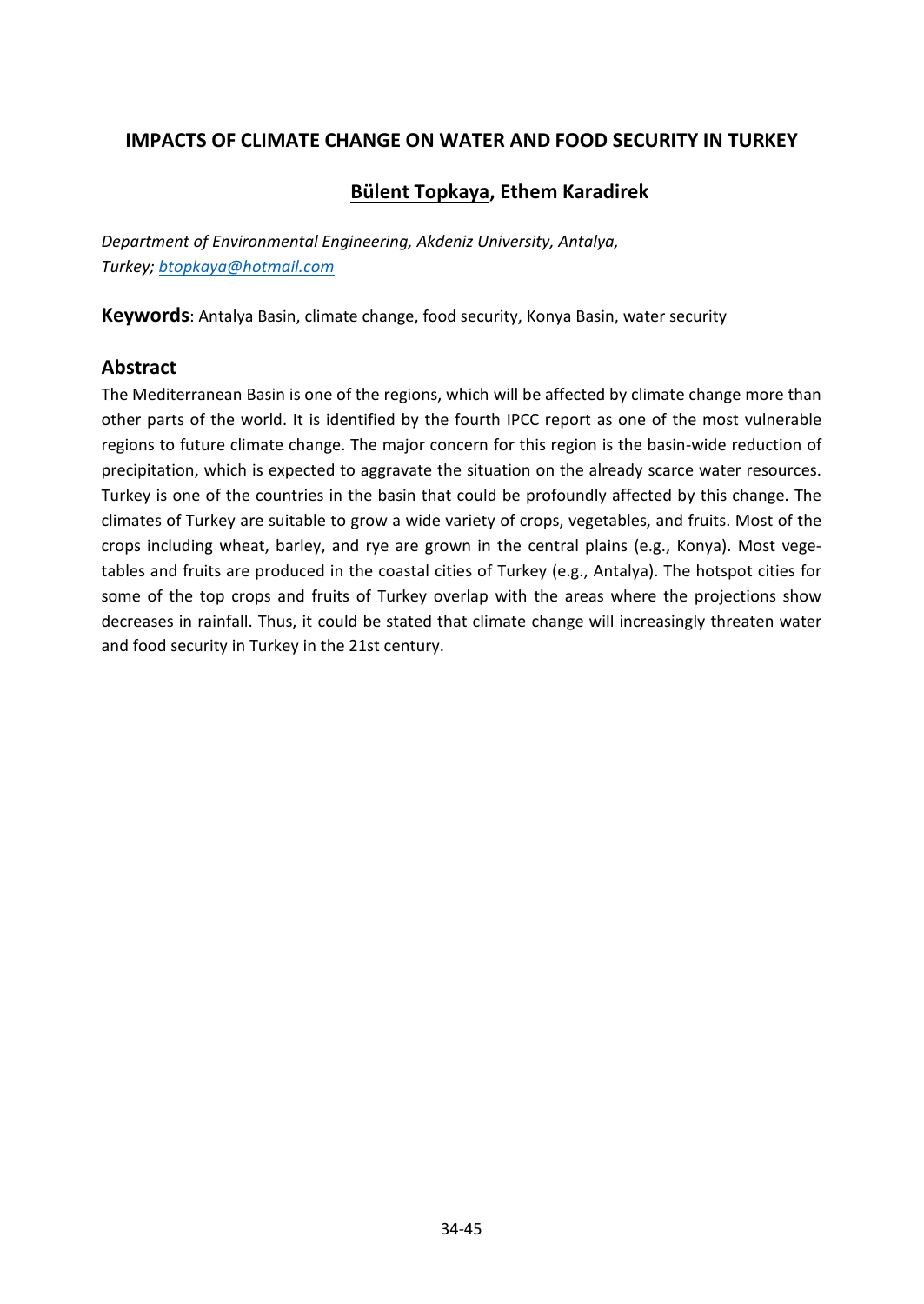## IMPACTS OF CLIMATE CHANGE ON WATER AND FOOD SECURITY IN TURKEY

**Bülent Topkaya, Ethem Karadirek**

*Department of Environmental Engineering, Akdeniz University, Antalya, Turkey; btopkaya@hotmail.com*

**Keywords**: Antalya Basin, climate change, food security, Konya Basin, water security

### Abstract

The Mediterranean Basin is one of the regions, which will be affected by climate change more than other parts of the world. It is identified by the fourth IPCC report as one of the most vulnerable regions to future climate change. The major concern for this region is the basin-wide reduction of precipitation, which is expected to aggravate the situation on the already scarce water resources. Turkey is one of the countries in the basin that could be profoundly affected by this change. The climates of Turkey are suitable to grow a wide variety of crops, vegetables, and fruits. Most of the crops including wheat, barley, and rye are grown in the central plains (e.g., Konya). Most vegetables and fruits are produced in the coastal cities of Turkey (e.g., Antalya). The hotspot cities for some of the top crops and fruits of Turkey overlap with the areas where the projections show decreases in rainfall. Thus, it could be stated that climate change will increasingly threaten water and food security in Turkey in the 21st century.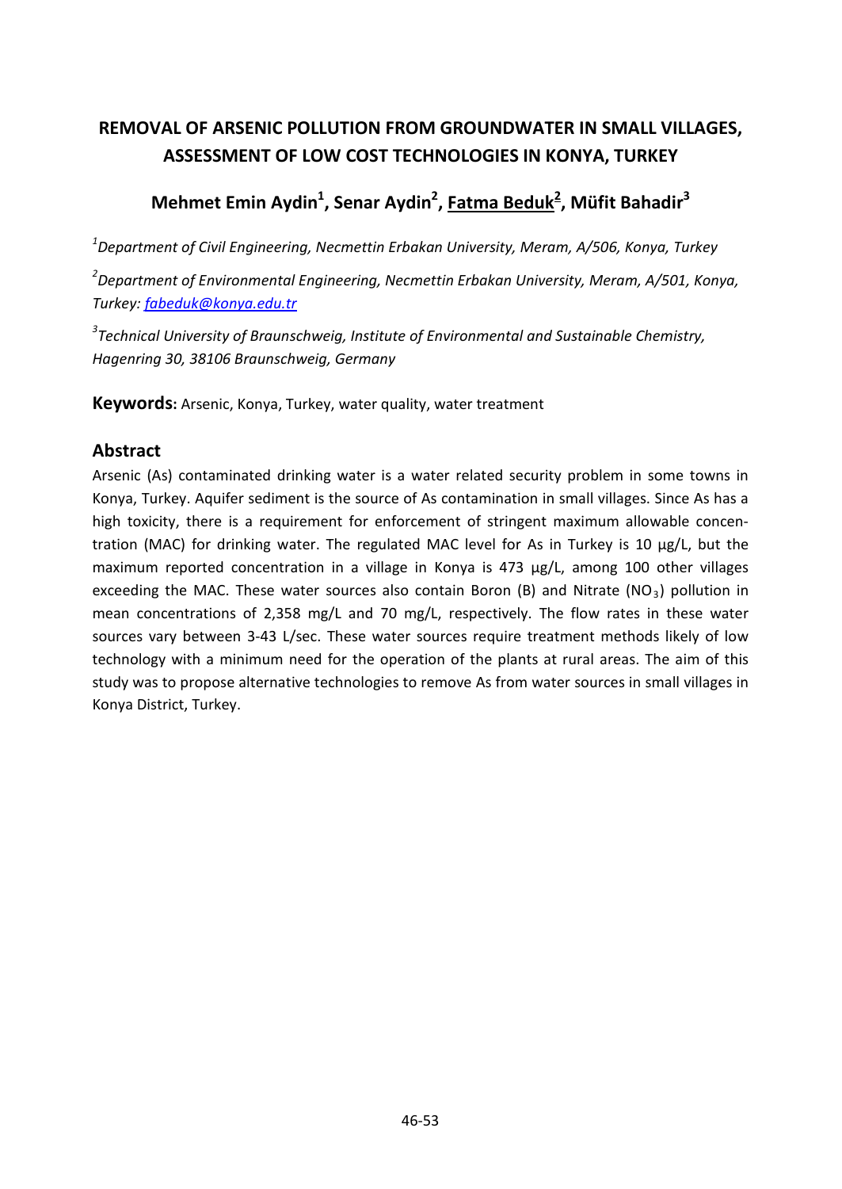# REMOVAL OF ARSENIC POLLUTION FROM GROUNDWATER IN SMALL VILLAGES, ASSESSMENT OF LOW COST TECHNOLOGIES IN KONYA, TURKEY

## Mehmet Emin Aydin[1], Senar Aydin[2], Fatma Beduk[2], Müfit Bahadir[3]

*[1]Department of Civil Engineering, Necmettin Erbakan University, Meram, A/506, Konya, Turkey*

*[2]Department of Environmental Engineering, Necmettin Erbakan University, Meram, A/501, Konya, Turkey: fabeduk@konya.edu.tr*

*[3]Technical University of Braunschweig, Institute of Environmental and Sustainable Chemistry, Hagenring 30, 38106 Braunschweig, Germany*

**Keywords:** Arsenic, Konya, Turkey, water quality, water treatment

### Abstract

Arsenic (As) contaminated drinking water is a water related security problem in some towns in Konya, Turkey. Aquifer sediment is the source of As contamination in small villages. Since As has a high toxicity, there is a requirement for enforcement of stringent maximum allowable concentration (MAC) for drinking water. The regulated MAC level for As in Turkey is 10 µg/L, but the maximum reported concentration in a village in Konya is 473 µg/L, among 100 other villages exceeding the MAC. These water sources also contain Boron (B) and Nitrate ($NO_3$) pollution in mean concentrations of 2,358 mg/L and 70 mg/L, respectively. The flow rates in these water sources vary between 3-43 L/sec. These water sources require treatment methods likely of low technology with a minimum need for the operation of the plants at rural areas. The aim of this study was to propose alternative technologies to remove As from water sources in small villages in Konya District, Turkey.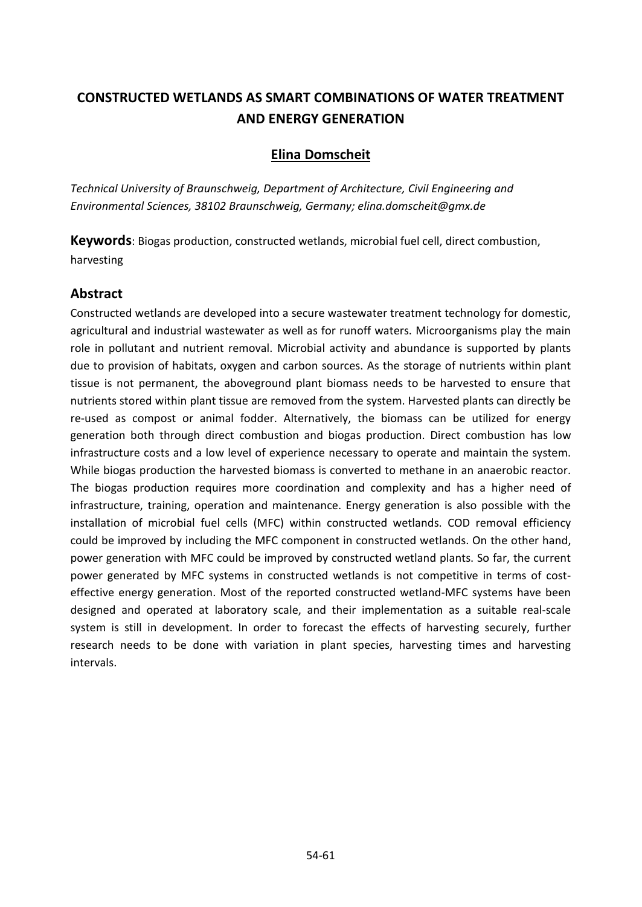# CONSTRUCTED WETLANDS AS SMART COMBINATIONS OF WATER TREATMENT AND ENERGY GENERATION

## Elina Domscheit

*Technical University of Braunschweig, Department of Architecture, Civil Engineering and Environmental Sciences, 38102 Braunschweig, Germany; elina.domscheit@gmx.de*

**Keywords**: Biogas production, constructed wetlands, microbial fuel cell, direct combustion, harvesting

## Abstract

Constructed wetlands are developed into a secure wastewater treatment technology for domestic, agricultural and industrial wastewater as well as for runoff waters. Microorganisms play the main role in pollutant and nutrient removal. Microbial activity and abundance is supported by plants due to provision of habitats, oxygen and carbon sources. As the storage of nutrients within plant tissue is not permanent, the aboveground plant biomass needs to be harvested to ensure that nutrients stored within plant tissue are removed from the system. Harvested plants can directly be re-used as compost or animal fodder. Alternatively, the biomass can be utilized for energy generation both through direct combustion and biogas production. Direct combustion has low infrastructure costs and a low level of experience necessary to operate and maintain the system. While biogas production the harvested biomass is converted to methane in an anaerobic reactor. The biogas production requires more coordination and complexity and has a higher need of infrastructure, training, operation and maintenance. Energy generation is also possible with the installation of microbial fuel cells (MFC) within constructed wetlands. COD removal efficiency could be improved by including the MFC component in constructed wetlands. On the other hand, power generation with MFC could be improved by constructed wetland plants. So far, the current power generated by MFC systems in constructed wetlands is not competitive in terms of cost-effective energy generation. Most of the reported constructed wetland-MFC systems have been designed and operated at laboratory scale, and their implementation as a suitable real-scale system is still in development. In order to forecast the effects of harvesting securely, further research needs to be done with variation in plant species, harvesting times and harvesting intervals.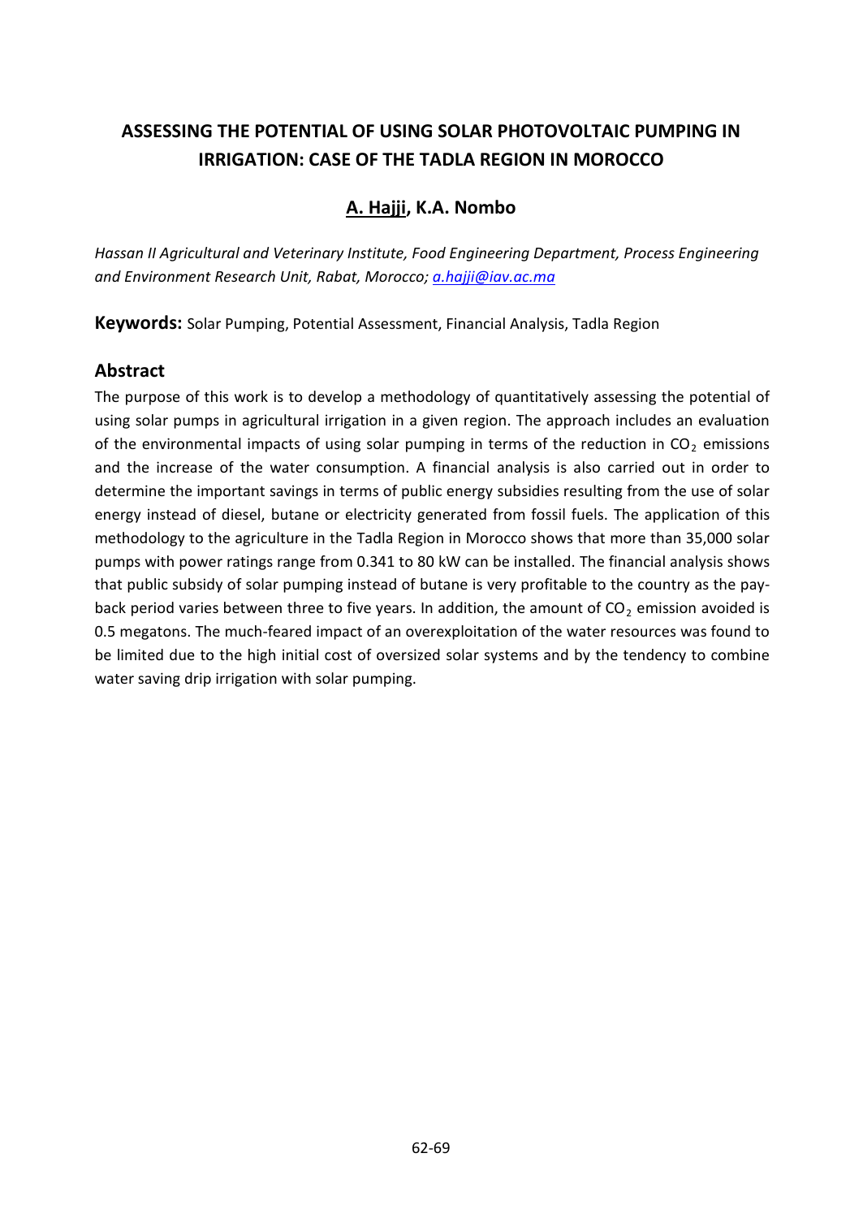# ASSESSING THE POTENTIAL OF USING SOLAR PHOTOVOLTAIC PUMPING IN IRRIGATION: CASE OF THE TADLA REGION IN MOROCCO

## **A. Hajji**, K.A. Nombo

*Hassan II Agricultural and Veterinary Institute, Food Engineering Department, Process Engineering and Environment Research Unit, Rabat, Morocco; a.hajji@iav.ac.ma*

**Keywords:** Solar Pumping, Potential Assessment, Financial Analysis, Tadla Region

## Abstract

The purpose of this work is to develop a methodology of quantitatively assessing the potential of using solar pumps in agricultural irrigation in a given region. The approach includes an evaluation of the environmental impacts of using solar pumping in terms of the reduction in $CO_2$ emissions and the increase of the water consumption. A financial analysis is also carried out in order to determine the important savings in terms of public energy subsidies resulting from the use of solar energy instead of diesel, butane or electricity generated from fossil fuels. The application of this methodology to the agriculture in the Tadla Region in Morocco shows that more than 35,000 solar pumps with power ratings range from 0.341 to 80 kW can be installed. The financial analysis shows that public subsidy of solar pumping instead of butane is very profitable to the country as the pay-back period varies between three to five years. In addition, the amount of $CO_2$ emission avoided is 0.5 megatons. The much-feared impact of an overexploitation of the water resources was found to be limited due to the high initial cost of oversized solar systems and by the tendency to combine water saving drip irrigation with solar pumping.

62-69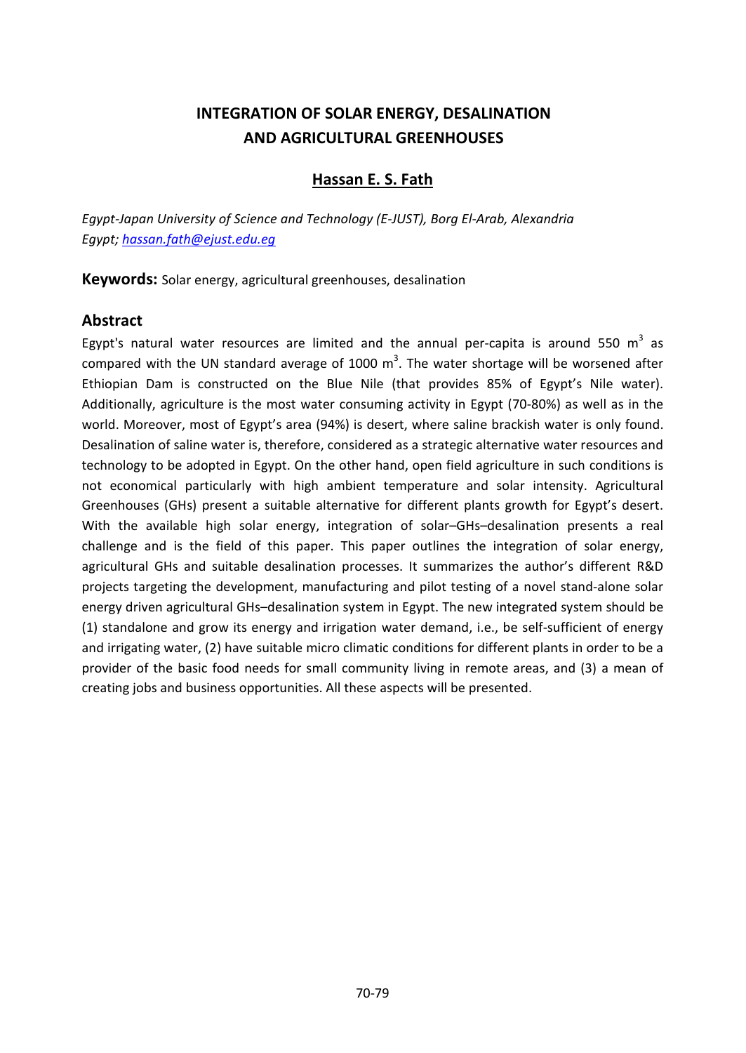# INTEGRATION OF SOLAR ENERGY, DESALINATION AND AGRICULTURAL GREENHOUSES

**Hassan E. S. Fath**

*Egypt-Japan University of Science and Technology (E-JUST), Borg El-Arab, Alexandria Egypt; hassan.fath@ejust.edu.eg*

**Keywords:** Solar energy, agricultural greenhouses, desalination

## Abstract

Egypt's natural water resources are limited and the annual per-capita is around 550 $m^3$ as compared with the UN standard average of 1000 $m^3$. The water shortage will be worsened after Ethiopian Dam is constructed on the Blue Nile (that provides 85% of Egypt's Nile water). Additionally, agriculture is the most water consuming activity in Egypt (70-80%) as well as in the world. Moreover, most of Egypt's area (94%) is desert, where saline brackish water is only found. Desalination of saline water is, therefore, considered as a strategic alternative water resources and technology to be adopted in Egypt. On the other hand, open field agriculture in such conditions is not economical particularly with high ambient temperature and solar intensity. Agricultural Greenhouses (GHs) present a suitable alternative for different plants growth for Egypt's desert. With the available high solar energy, integration of solar–GHs–desalination presents a real challenge and is the field of this paper. This paper outlines the integration of solar energy, agricultural GHs and suitable desalination processes. It summarizes the author's different R&D projects targeting the development, manufacturing and pilot testing of a novel stand-alone solar energy driven agricultural GHs–desalination system in Egypt. The new integrated system should be (1) standalone and grow its energy and irrigation water demand, i.e., be self-sufficient of energy and irrigating water, (2) have suitable micro climatic conditions for different plants in order to be a provider of the basic food needs for small community living in remote areas, and (3) a mean of creating jobs and business opportunities. All these aspects will be presented.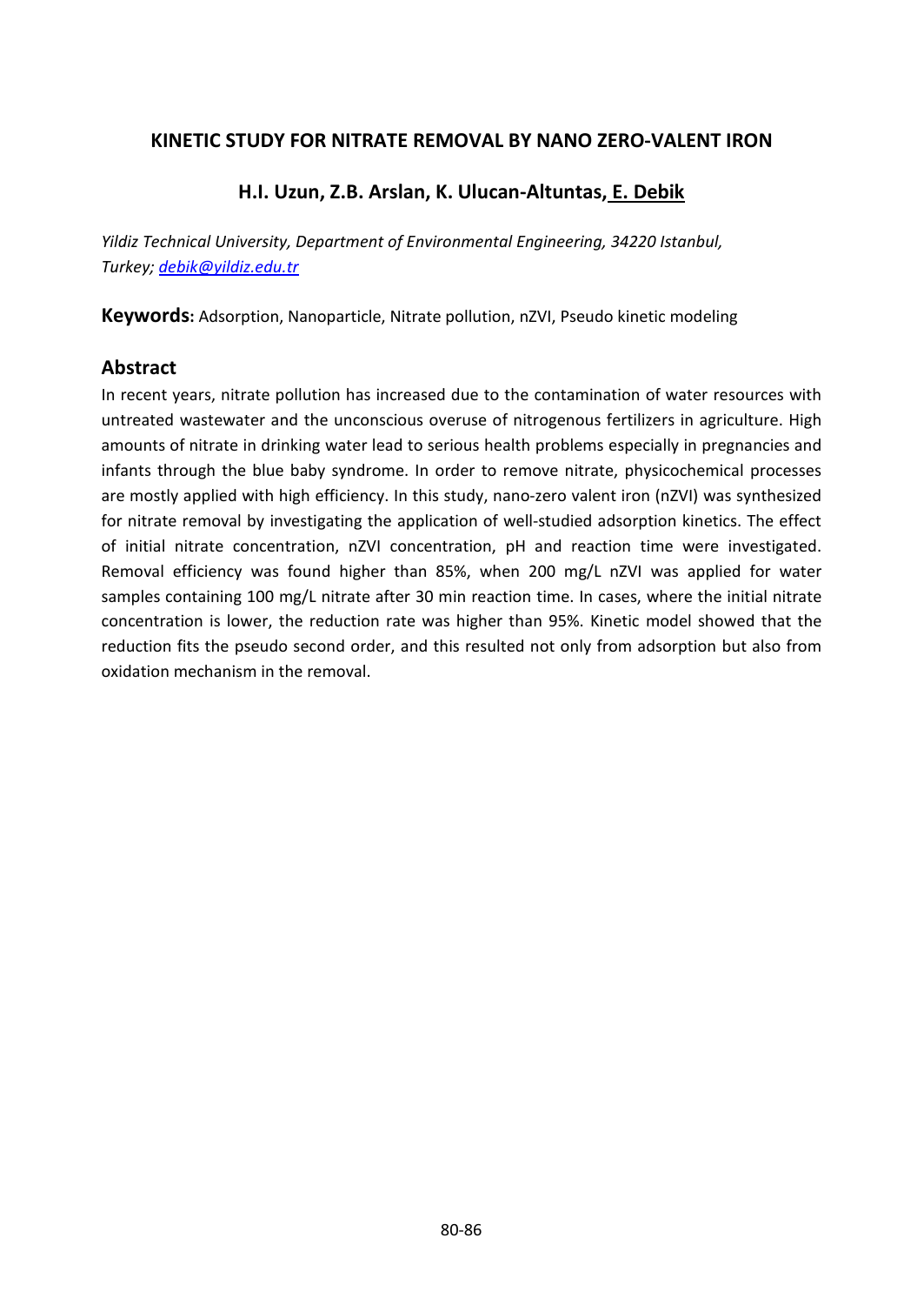# KINETIC STUDY FOR NITRATE REMOVAL BY NANO ZERO-VALENT IRON

**H.I. Uzun, Z.B. Arslan, K. Ulucan-Altuntas, E. Debik**

*Yildiz Technical University, Department of Environmental Engineering, 34220 Istanbul, Turkey; debik@yildiz.edu.tr*

**Keywords:** Adsorption, Nanoparticle, Nitrate pollution, nZVI, Pseudo kinetic modeling

## Abstract

In recent years, nitrate pollution has increased due to the contamination of water resources with untreated wastewater and the unconscious overuse of nitrogenous fertilizers in agriculture. High amounts of nitrate in drinking water lead to serious health problems especially in pregnancies and infants through the blue baby syndrome. In order to remove nitrate, physicochemical processes are mostly applied with high efficiency. In this study, nano-zero valent iron (nZVI) was synthesized for nitrate removal by investigating the application of well-studied adsorption kinetics. The effect of initial nitrate concentration, nZVI concentration, pH and reaction time were investigated. Removal efficiency was found higher than 85%, when 200 mg/L nZVI was applied for water samples containing 100 mg/L nitrate after 30 min reaction time. In cases, where the initial nitrate concentration is lower, the reduction rate was higher than 95%. Kinetic model showed that the reduction fits the pseudo second order, and this resulted not only from adsorption but also from oxidation mechanism in the removal.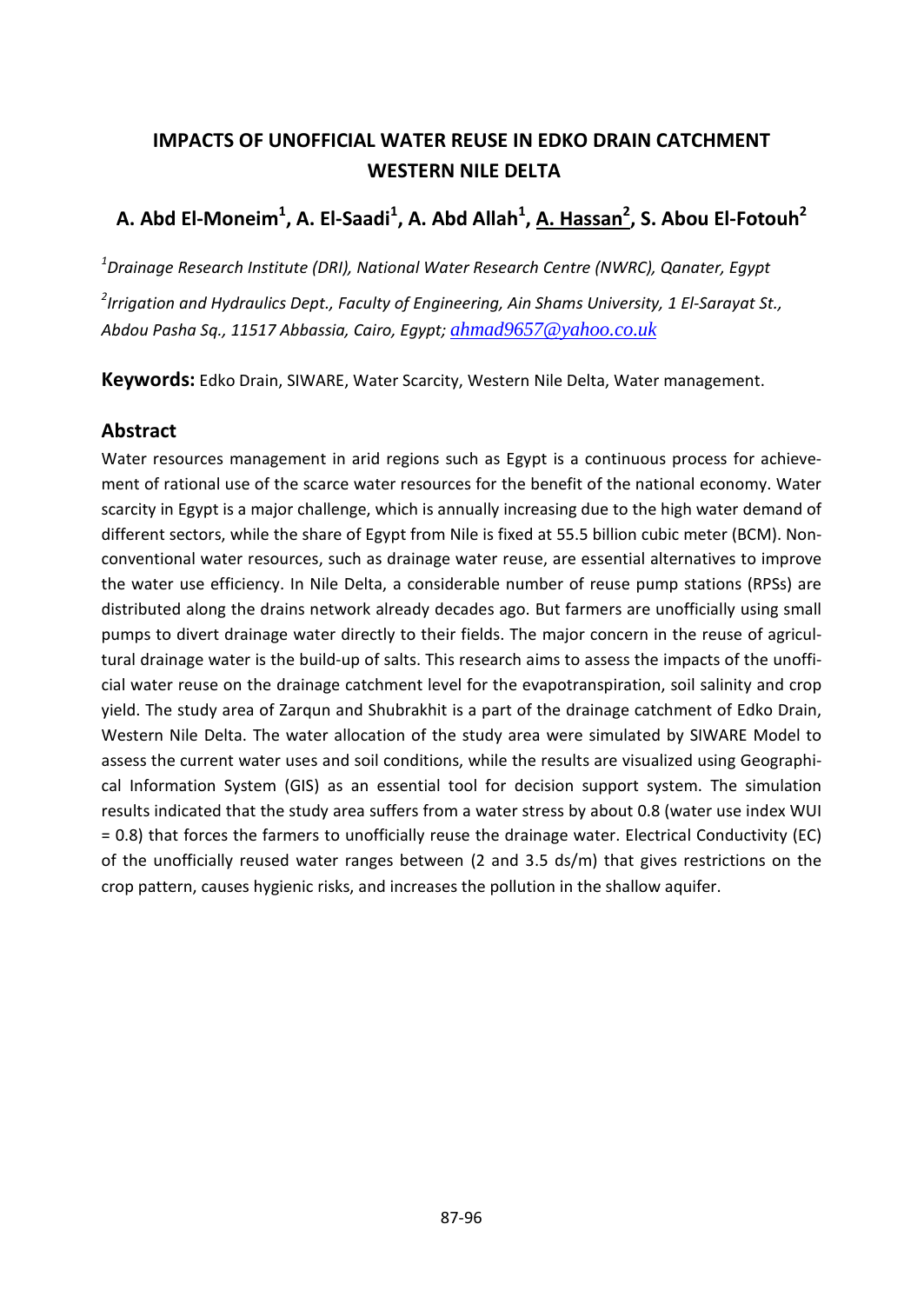# IMPACTS OF UNOFFICIAL WATER REUSE IN EDKO DRAIN CATCHMENT WESTERN NILE DELTA

## A. Abd El-Moneim[1], A. El-Saadi[1], A. Abd Allah[1], A. Hassan[2], S. Abou El-Fotouh[2]

[1]*Drainage Research Institute (DRI), National Water Research Centre (NWRC), Qanater, Egypt*

[2]*Irrigation and Hydraulics Dept., Faculty of Engineering, Ain Shams University, 1 El-Sarayat St., Abdou Pasha Sq., 11517 Abbassia, Cairo, Egypt;* ahmad9657@yahoo.co.uk

**Keywords:** Edko Drain, SIWARE, Water Scarcity, Western Nile Delta, Water management.

## Abstract

Water resources management in arid regions such as Egypt is a continuous process for achievement of rational use of the scarce water resources for the benefit of the national economy. Water scarcity in Egypt is a major challenge, which is annually increasing due to the high water demand of different sectors, while the share of Egypt from Nile is fixed at 55.5 billion cubic meter (BCM). Non-conventional water resources, such as drainage water reuse, are essential alternatives to improve the water use efficiency. In Nile Delta, a considerable number of reuse pump stations (RPSs) are distributed along the drains network already decades ago. But farmers are unofficially using small pumps to divert drainage water directly to their fields. The major concern in the reuse of agricultural drainage water is the build-up of salts. This research aims to assess the impacts of the unofficial water reuse on the drainage catchment level for the evapotranspiration, soil salinity and crop yield. The study area of Zarqun and Shubrakhit is a part of the drainage catchment of Edko Drain, Western Nile Delta. The water allocation of the study area were simulated by SIWARE Model to assess the current water uses and soil conditions, while the results are visualized using Geographical Information System (GIS) as an essential tool for decision support system. The simulation results indicated that the study area suffers from a water stress by about 0.8 (water use index WUI = 0.8) that forces the farmers to unofficially reuse the drainage water. Electrical Conductivity (EC) of the unofficially reused water ranges between (2 and 3.5 ds/m) that gives restrictions on the crop pattern, causes hygienic risks, and increases the pollution in the shallow aquifer.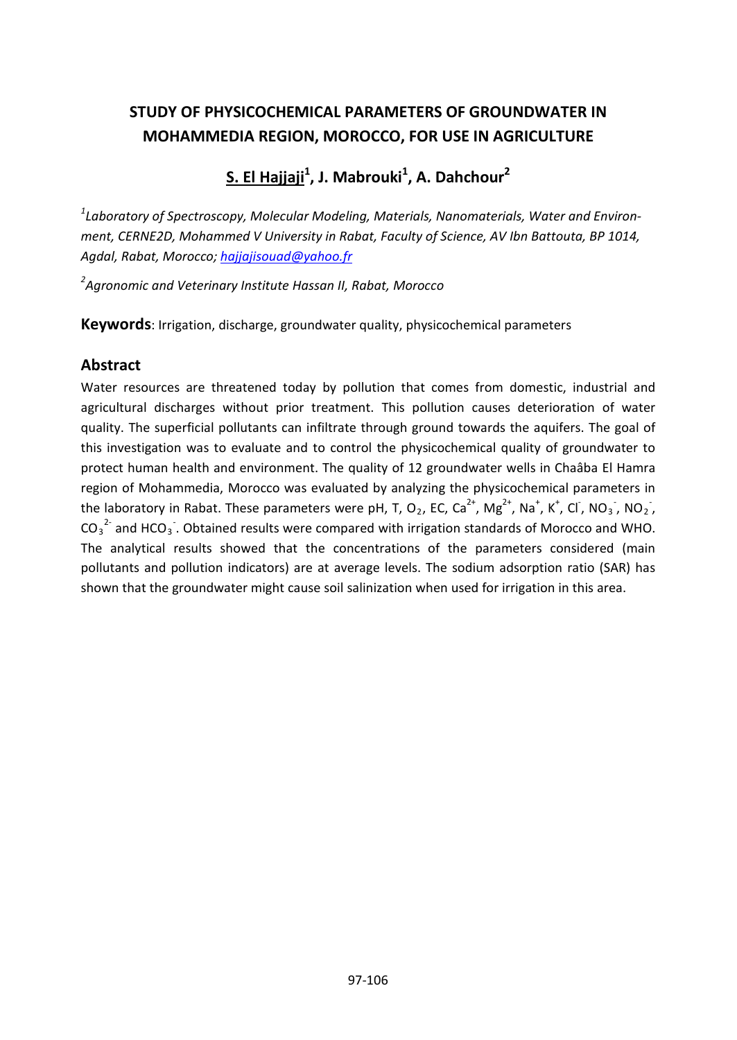# STUDY OF PHYSICOCHEMICAL PARAMETERS OF GROUNDWATER IN MOHAMMEDIA REGION, MOROCCO, FOR USE IN AGRICULTURE

## S. El Hajjaji[1], J. Mabrouki[1], A. Dahchour[2]

*[1]Laboratory of Spectroscopy, Molecular Modeling, Materials, Nanomaterials, Water and Environment, CERNE2D, Mohammed V University in Rabat, Faculty of Science, AV Ibn Battouta, BP 1014, Agdal, Rabat, Morocco; hajjajisouad@yahoo.fr*

*[2]Agronomic and Veterinary Institute Hassan II, Rabat, Morocco*

**Keywords**: Irrigation, discharge, groundwater quality, physicochemical parameters

## Abstract

Water resources are threatened today by pollution that comes from domestic, industrial and agricultural discharges without prior treatment. This pollution causes deterioration of water quality. The superficial pollutants can infiltrate through ground towards the aquifers. The goal of this investigation was to evaluate and to control the physicochemical quality of groundwater to protect human health and environment. The quality of 12 groundwater wells in Chaâba El Hamra region of Mohammedia, Morocco was evaluated by analyzing the physicochemical parameters in the laboratory in Rabat. These parameters were pH, T, $O_2$, EC, $Ca^{2+}$, $Mg^{2+}$, $Na^{+}$, $K^{+}$, $Cl^{-}$, $NO_3^{-}$, $NO_2^{-}$, $CO_3^{2-}$ and $HCO_3^{-}$. Obtained results were compared with irrigation standards of Morocco and WHO. The analytical results showed that the concentrations of the parameters considered (main pollutants and pollution indicators) are at average levels. The sodium adsorption ratio (SAR) has shown that the groundwater might cause soil salinization when used for irrigation in this area.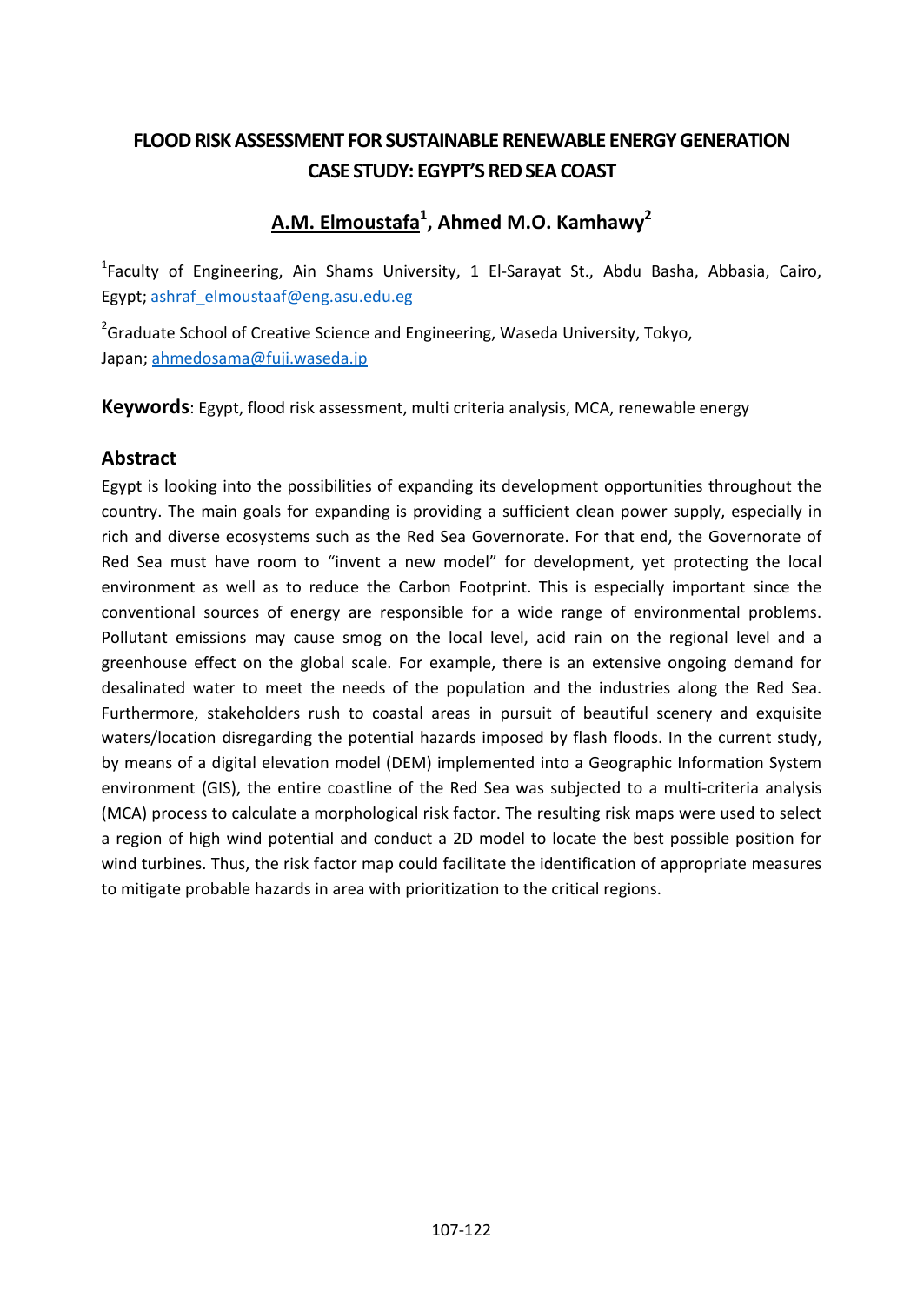# FLOOD RISK ASSESSMENT FOR SUSTAINABLE RENEWABLE ENERGY GENERATION CASE STUDY: EGYPT'S RED SEA COAST

## A.M. Elmoustafa[1], Ahmed M.O. Kamhawy[2]

[1]Faculty of Engineering, Ain Shams University, 1 El-Sarayat St., Abdu Basha, Abbasia, Cairo, Egypt; ashraf_elmoustaaf@eng.asu.edu.eg

[2]Graduate School of Creative Science and Engineering, Waseda University, Tokyo, Japan; ahmedosama@fuji.waseda.jp

**Keywords**: Egypt, flood risk assessment, multi criteria analysis, MCA, renewable energy

## Abstract

Egypt is looking into the possibilities of expanding its development opportunities throughout the country. The main goals for expanding is providing a sufficient clean power supply, especially in rich and diverse ecosystems such as the Red Sea Governorate. For that end, the Governorate of Red Sea must have room to "invent a new model" for development, yet protecting the local environment as well as to reduce the Carbon Footprint. This is especially important since the conventional sources of energy are responsible for a wide range of environmental problems. Pollutant emissions may cause smog on the local level, acid rain on the regional level and a greenhouse effect on the global scale. For example, there is an extensive ongoing demand for desalinated water to meet the needs of the population and the industries along the Red Sea. Furthermore, stakeholders rush to coastal areas in pursuit of beautiful scenery and exquisite waters/location disregarding the potential hazards imposed by flash floods. In the current study, by means of a digital elevation model (DEM) implemented into a Geographic Information System environment (GIS), the entire coastline of the Red Sea was subjected to a multi-criteria analysis (MCA) process to calculate a morphological risk factor. The resulting risk maps were used to select a region of high wind potential and conduct a 2D model to locate the best possible position for wind turbines. Thus, the risk factor map could facilitate the identification of appropriate measures to mitigate probable hazards in area with prioritization to the critical regions.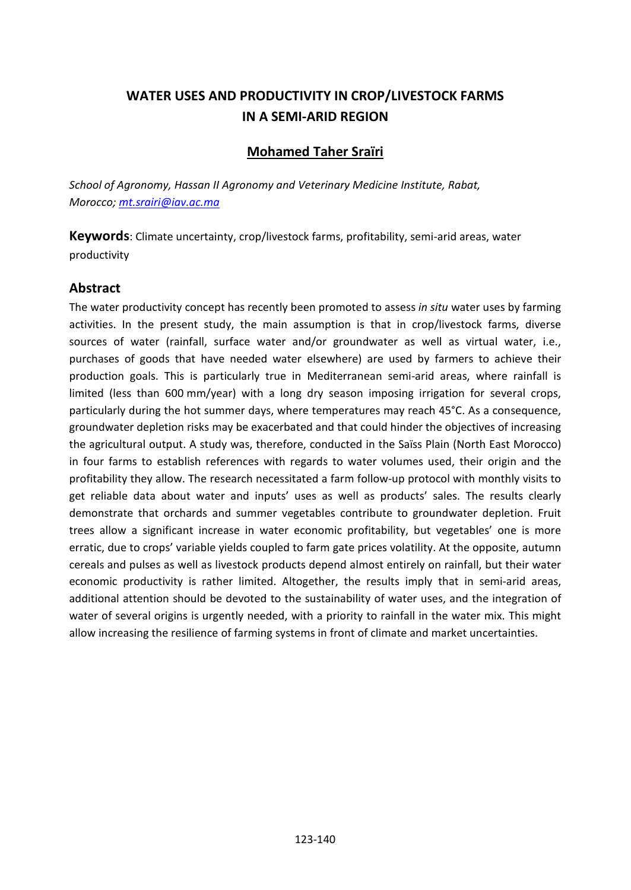# WATER USES AND PRODUCTIVITY IN CROP/LIVESTOCK FARMS IN A SEMI-ARID REGION

**Mohamed Taher Sraïri**

*School of Agronomy, Hassan II Agronomy and Veterinary Medicine Institute, Rabat, Morocco; mt.srairi@iav.ac.ma*

**Keywords**: Climate uncertainty, crop/livestock farms, profitability, semi-arid areas, water productivity

## Abstract

The water productivity concept has recently been promoted to assess *in situ* water uses by farming activities. In the present study, the main assumption is that in crop/livestock farms, diverse sources of water (rainfall, surface water and/or groundwater as well as virtual water, i.e., purchases of goods that have needed water elsewhere) are used by farmers to achieve their production goals. This is particularly true in Mediterranean semi-arid areas, where rainfall is limited (less than 600 mm/year) with a long dry season imposing irrigation for several crops, particularly during the hot summer days, where temperatures may reach 45°C. As a consequence, groundwater depletion risks may be exacerbated and that could hinder the objectives of increasing the agricultural output. A study was, therefore, conducted in the Saïss Plain (North East Morocco) in four farms to establish references with regards to water volumes used, their origin and the profitability they allow. The research necessitated a farm follow-up protocol with monthly visits to get reliable data about water and inputs' uses as well as products' sales. The results clearly demonstrate that orchards and summer vegetables contribute to groundwater depletion. Fruit trees allow a significant increase in water economic profitability, but vegetables' one is more erratic, due to crops' variable yields coupled to farm gate prices volatility. At the opposite, autumn cereals and pulses as well as livestock products depend almost entirely on rainfall, but their water economic productivity is rather limited. Altogether, the results imply that in semi-arid areas, additional attention should be devoted to the sustainability of water uses, and the integration of water of several origins is urgently needed, with a priority to rainfall in the water mix. This might allow increasing the resilience of farming systems in front of climate and market uncertainties.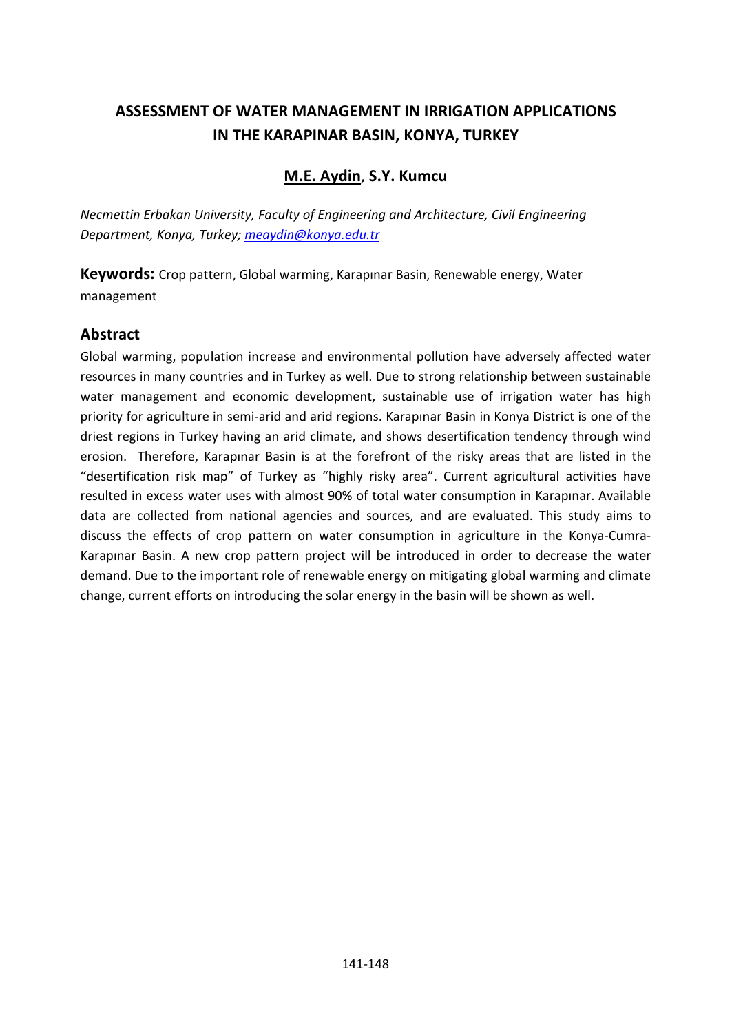# ASSESSMENT OF WATER MANAGEMENT IN IRRIGATION APPLICATIONS IN THE KARAPINAR BASIN, KONYA, TURKEY

**M.E. Aydin**, **S.Y. Kumcu**

*Necmettin Erbakan University, Faculty of Engineering and Architecture, Civil Engineering Department, Konya, Turkey; meaydin@konya.edu.tr*

**Keywords:** Crop pattern, Global warming, Karapınar Basin, Renewable energy, Water management

## Abstract

Global warming, population increase and environmental pollution have adversely affected water resources in many countries and in Turkey as well. Due to strong relationship between sustainable water management and economic development, sustainable use of irrigation water has high priority for agriculture in semi-arid and arid regions. Karapınar Basin in Konya District is one of the driest regions in Turkey having an arid climate, and shows desertification tendency through wind erosion. Therefore, Karapınar Basin is at the forefront of the risky areas that are listed in the "desertification risk map" of Turkey as "highly risky area". Current agricultural activities have resulted in excess water uses with almost 90% of total water consumption in Karapınar. Available data are collected from national agencies and sources, and are evaluated. This study aims to discuss the effects of crop pattern on water consumption in agriculture in the Konya-Cumra-Karapınar Basin. A new crop pattern project will be introduced in order to decrease the water demand. Due to the important role of renewable energy on mitigating global warming and climate change, current efforts on introducing the solar energy in the basin will be shown as well.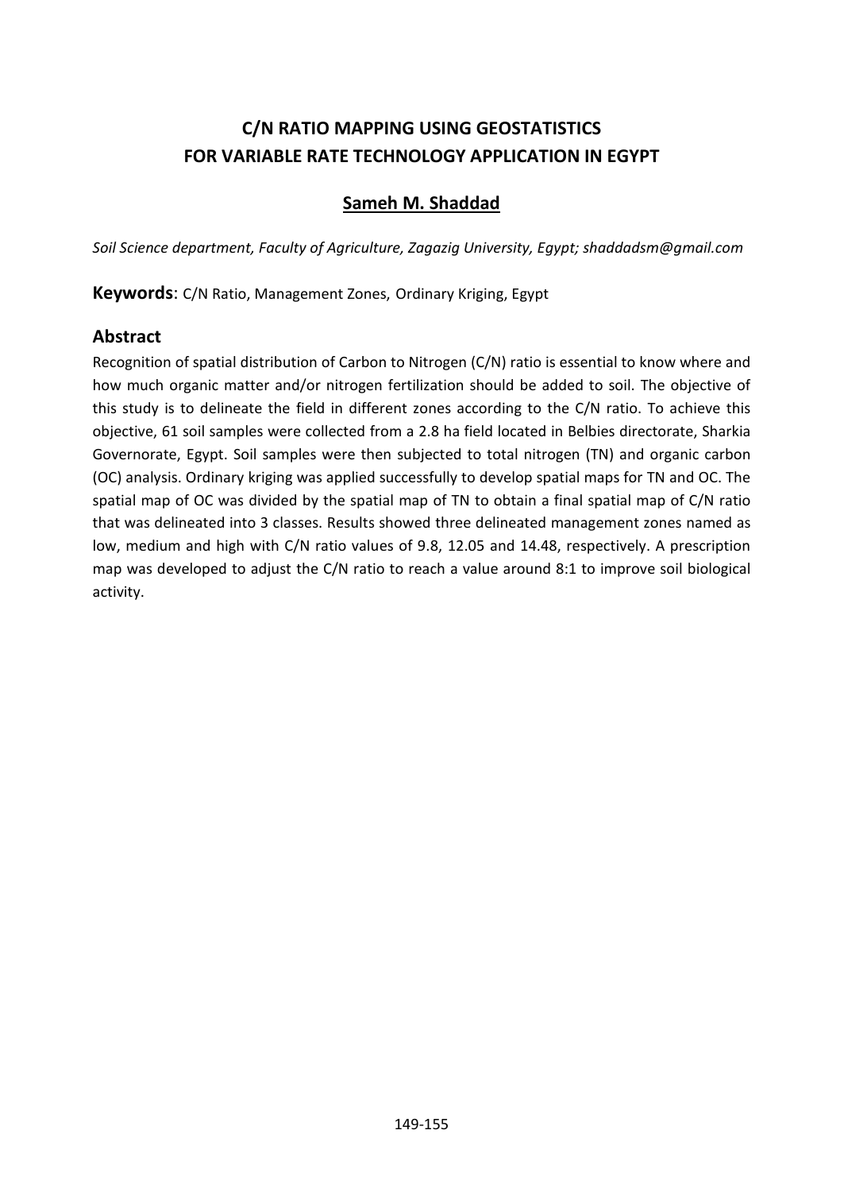# C/N RATIO MAPPING USING GEOSTATISTICS FOR VARIABLE RATE TECHNOLOGY APPLICATION IN EGYPT

## Sameh M. Shaddad

*Soil Science department, Faculty of Agriculture, Zagazig University, Egypt; shaddadsm@gmail.com*

**Keywords**: C/N Ratio, Management Zones, Ordinary Kriging, Egypt

## Abstract

Recognition of spatial distribution of Carbon to Nitrogen (C/N) ratio is essential to know where and how much organic matter and/or nitrogen fertilization should be added to soil. The objective of this study is to delineate the field in different zones according to the C/N ratio. To achieve this objective, 61 soil samples were collected from a 2.8 ha field located in Belbies directorate, Sharkia Governorate, Egypt. Soil samples were then subjected to total nitrogen (TN) and organic carbon (OC) analysis. Ordinary kriging was applied successfully to develop spatial maps for TN and OC. The spatial map of OC was divided by the spatial map of TN to obtain a final spatial map of C/N ratio that was delineated into 3 classes. Results showed three delineated management zones named as low, medium and high with C/N ratio values of 9.8, 12.05 and 14.48, respectively. A prescription map was developed to adjust the C/N ratio to reach a value around 8:1 to improve soil biological activity.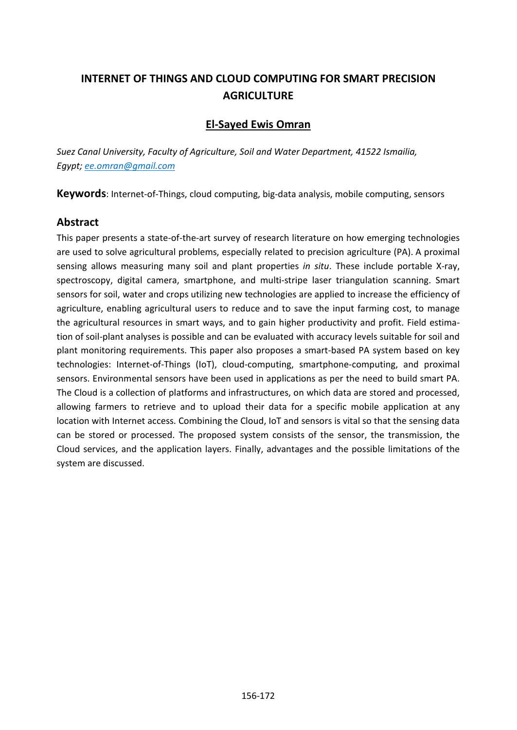# INTERNET OF THINGS AND CLOUD COMPUTING FOR SMART PRECISION AGRICULTURE

## El-Sayed Ewis Omran

*Suez Canal University, Faculty of Agriculture, Soil and Water Department, 41522 Ismailia, Egypt; ee.omran@gmail.com*

**Keywords**: Internet-of-Things, cloud computing, big-data analysis, mobile computing, sensors

## Abstract

This paper presents a state-of-the-art survey of research literature on how emerging technologies are used to solve agricultural problems, especially related to precision agriculture (PA). A proximal sensing allows measuring many soil and plant properties *in situ*. These include portable X-ray, spectroscopy, digital camera, smartphone, and multi-stripe laser triangulation scanning. Smart sensors for soil, water and crops utilizing new technologies are applied to increase the efficiency of agriculture, enabling agricultural users to reduce and to save the input farming cost, to manage the agricultural resources in smart ways, and to gain higher productivity and profit. Field estimation of soil-plant analyses is possible and can be evaluated with accuracy levels suitable for soil and plant monitoring requirements. This paper also proposes a smart-based PA system based on key technologies: Internet-of-Things (IoT), cloud-computing, smartphone-computing, and proximal sensors. Environmental sensors have been used in applications as per the need to build smart PA. The Cloud is a collection of platforms and infrastructures, on which data are stored and processed, allowing farmers to retrieve and to upload their data for a specific mobile application at any location with Internet access. Combining the Cloud, IoT and sensors is vital so that the sensing data can be stored or processed. The proposed system consists of the sensor, the transmission, the Cloud services, and the application layers. Finally, advantages and the possible limitations of the system are discussed.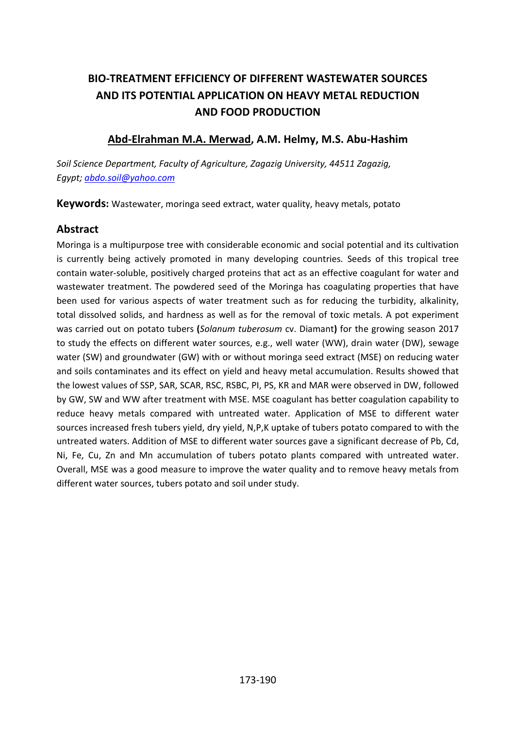# BIO-TREATMENT EFFICIENCY OF DIFFERENT WASTEWATER SOURCES AND ITS POTENTIAL APPLICATION ON HEAVY METAL REDUCTION AND FOOD PRODUCTION

## Abd-Elrahman M.A. Merwad, A.M. Helmy, M.S. Abu-Hashim

*Soil Science Department, Faculty of Agriculture, Zagazig University, 44511 Zagazig, Egypt; abdo.soil@yahoo.com*

**Keywords:** Wastewater, moringa seed extract, water quality, heavy metals, potato

### Abstract

Moringa is a multipurpose tree with considerable economic and social potential and its cultivation is currently being actively promoted in many developing countries. Seeds of this tropical tree contain water-soluble, positively charged proteins that act as an effective coagulant for water and wastewater treatment. The powdered seed of the Moringa has coagulating properties that have been used for various aspects of water treatment such as for reducing the turbidity, alkalinity, total dissolved solids, and hardness as well as for the removal of toxic metals. A pot experiment was carried out on potato tubers **(***Solanum tuberosum* cv. Diamant**)** for the growing season 2017 to study the effects on different water sources, e.g., well water (WW), drain water (DW), sewage water (SW) and groundwater (GW) with or without moringa seed extract (MSE) on reducing water and soils contaminates and its effect on yield and heavy metal accumulation. Results showed that the lowest values of SSP, SAR, SCAR, RSC, RSBC, PI, PS, KR and MAR were observed in DW, followed by GW, SW and WW after treatment with MSE. MSE coagulant has better coagulation capability to reduce heavy metals compared with untreated water. Application of MSE to different water sources increased fresh tubers yield, dry yield, N,P,K uptake of tubers potato compared to with the untreated waters. Addition of MSE to different water sources gave a significant decrease of Pb, Cd, Ni, Fe, Cu, Zn and Mn accumulation of tubers potato plants compared with untreated water. Overall, MSE was a good measure to improve the water quality and to remove heavy metals from different water sources, tubers potato and soil under study.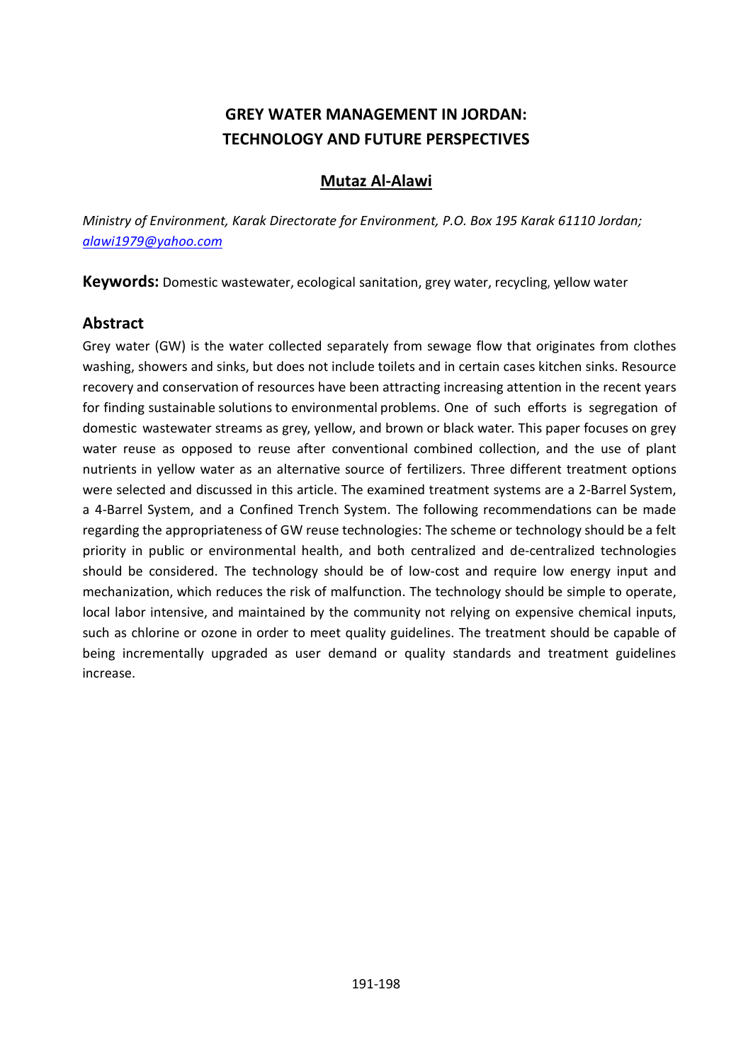# GREY WATER MANAGEMENT IN JORDAN: TECHNOLOGY AND FUTURE PERSPECTIVES

## Mutaz Al-Alawi

*Ministry of Environment, Karak Directorate for Environment, P.O. Box 195 Karak 61110 Jordan; alawi1979@yahoo.com*

**Keywords:** Domestic wastewater, ecological sanitation, grey water, recycling, yellow water

### Abstract

Grey water (GW) is the water collected separately from sewage flow that originates from clothes washing, showers and sinks, but does not include toilets and in certain cases kitchen sinks. Resource recovery and conservation of resources have been attracting increasing attention in the recent years for finding sustainable solutions to environmental problems. One of such efforts is segregation of domestic wastewater streams as grey, yellow, and brown or black water. This paper focuses on grey water reuse as opposed to reuse after conventional combined collection, and the use of plant nutrients in yellow water as an alternative source of fertilizers. Three different treatment options were selected and discussed in this article. The examined treatment systems are a 2-Barrel System, a 4-Barrel System, and a Confined Trench System. The following recommendations can be made regarding the appropriateness of GW reuse technologies: The scheme or technology should be a felt priority in public or environmental health, and both centralized and de-centralized technologies should be considered. The technology should be of low-cost and require low energy input and mechanization, which reduces the risk of malfunction. The technology should be simple to operate, local labor intensive, and maintained by the community not relying on expensive chemical inputs, such as chlorine or ozone in order to meet quality guidelines. The treatment should be capable of being incrementally upgraded as user demand or quality standards and treatment guidelines increase.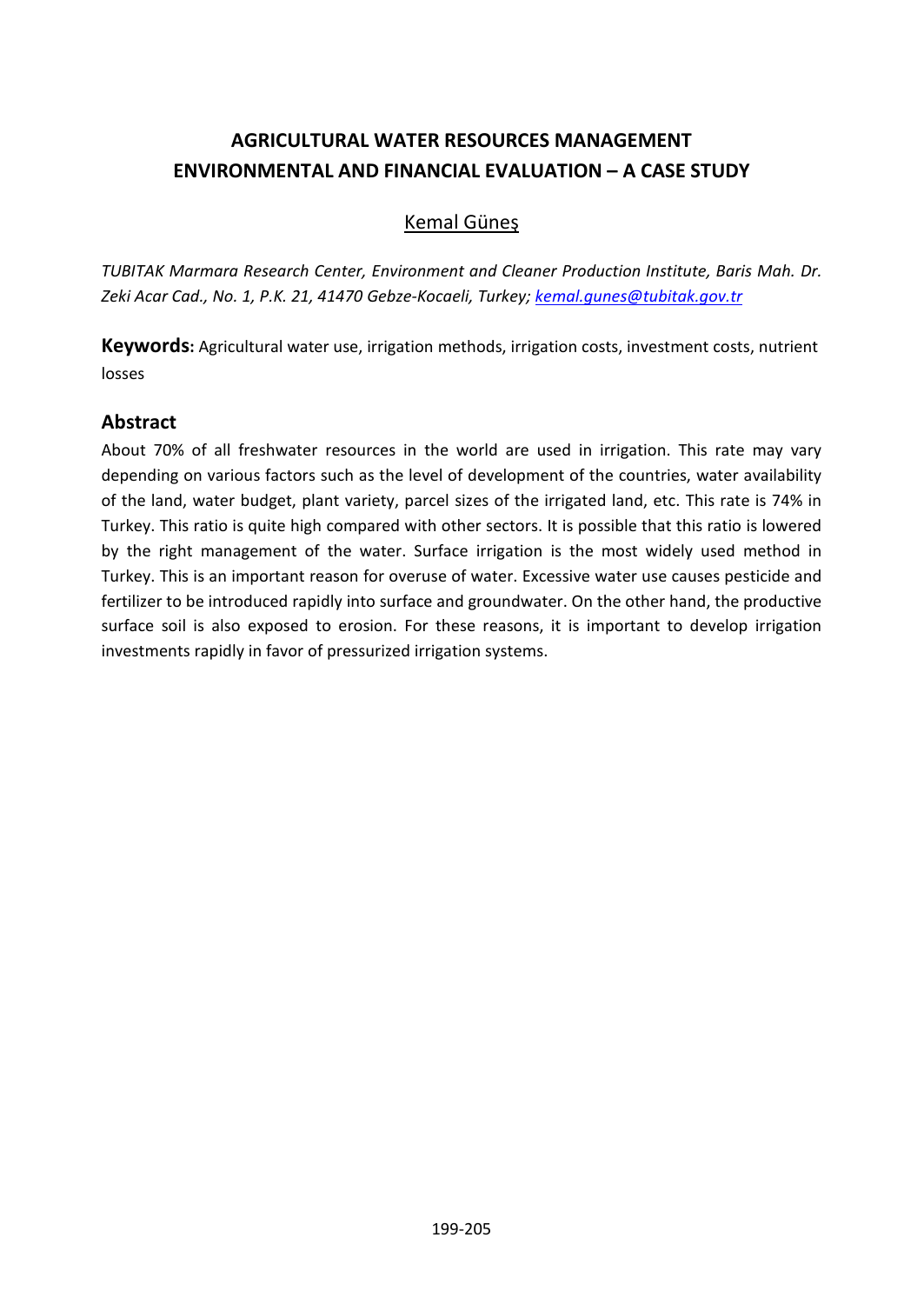# AGRICULTURAL WATER RESOURCES MANAGEMENT ENVIRONMENTAL AND FINANCIAL EVALUATION – A CASE STUDY

Kemal Güneş

*TUBITAK Marmara Research Center, Environment and Cleaner Production Institute, Baris Mah. Dr. Zeki Acar Cad., No. 1, P.K. 21, 41470 Gebze-Kocaeli, Turkey; kemal.gunes@tubitak.gov.tr*

**Keywords:** Agricultural water use, irrigation methods, irrigation costs, investment costs, nutrient losses

## Abstract

About 70% of all freshwater resources in the world are used in irrigation. This rate may vary depending on various factors such as the level of development of the countries, water availability of the land, water budget, plant variety, parcel sizes of the irrigated land, etc. This rate is 74% in Turkey. This ratio is quite high compared with other sectors. It is possible that this ratio is lowered by the right management of the water. Surface irrigation is the most widely used method in Turkey. This is an important reason for overuse of water. Excessive water use causes pesticide and fertilizer to be introduced rapidly into surface and groundwater. On the other hand, the productive surface soil is also exposed to erosion. For these reasons, it is important to develop irrigation investments rapidly in favor of pressurized irrigation systems.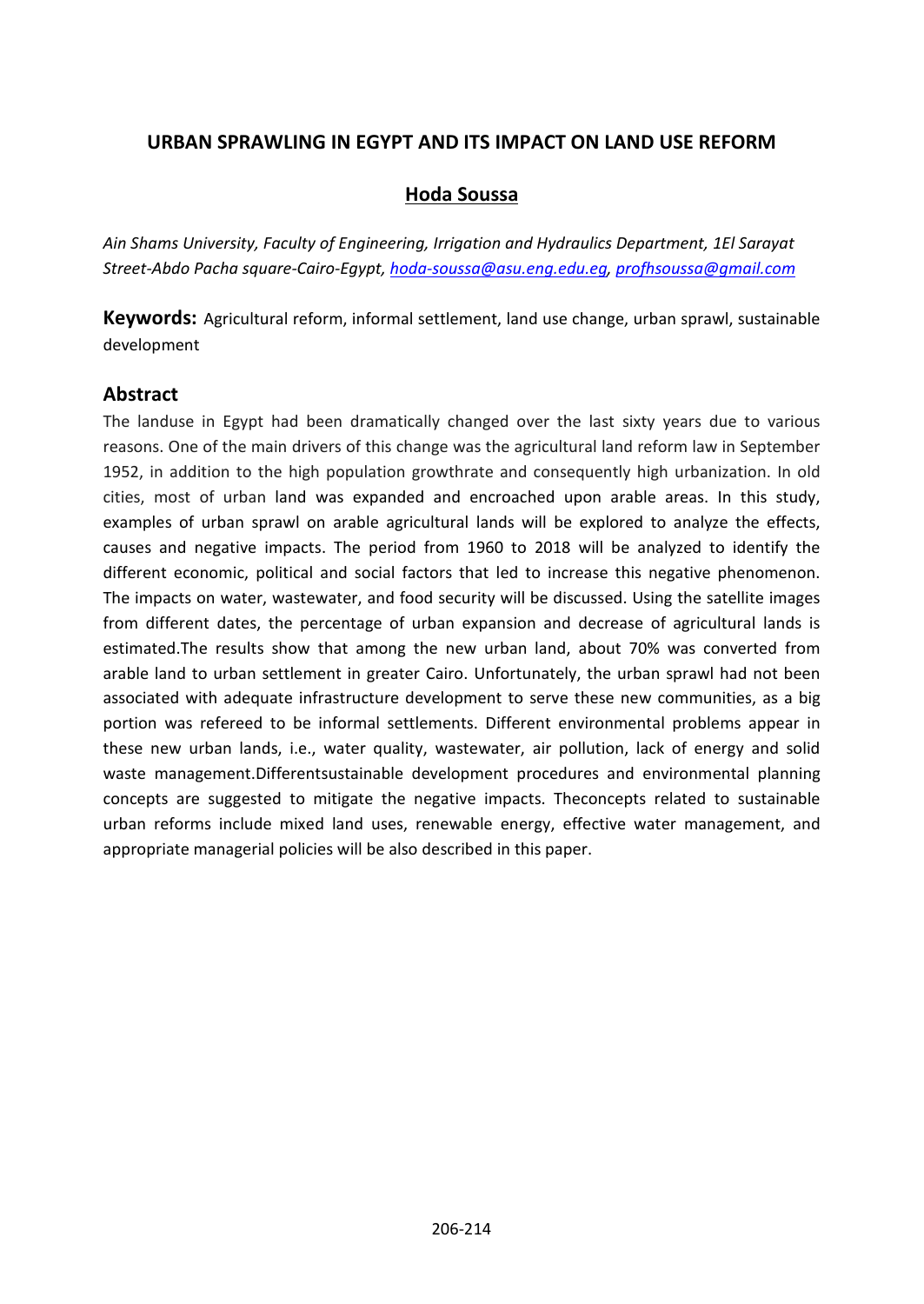## URBAN SPRAWLING IN EGYPT AND ITS IMPACT ON LAND USE REFORM

**Hoda Soussa**

*Ain Shams University, Faculty of Engineering, Irrigation and Hydraulics Department, 1El Sarayat Street-Abdo Pacha square-Cairo-Egypt, hoda-soussa@asu.eng.edu.eg, profhsoussa@gmail.com*

**Keywords:** Agricultural reform, informal settlement, land use change, urban sprawl, sustainable development

### Abstract

The landuse in Egypt had been dramatically changed over the last sixty years due to various reasons. One of the main drivers of this change was the agricultural land reform law in September 1952, in addition to the high population growthrate and consequently high urbanization. In old cities, most of urban land was expanded and encroached upon arable areas. In this study, examples of urban sprawl on arable agricultural lands will be explored to analyze the effects, causes and negative impacts. The period from 1960 to 2018 will be analyzed to identify the different economic, political and social factors that led to increase this negative phenomenon. The impacts on water, wastewater, and food security will be discussed. Using the satellite images from different dates, the percentage of urban expansion and decrease of agricultural lands is estimated.The results show that among the new urban land, about 70% was converted from arable land to urban settlement in greater Cairo. Unfortunately, the urban sprawl had not been associated with adequate infrastructure development to serve these new communities, as a big portion was refereed to be informal settlements. Different environmental problems appear in these new urban lands, i.e., water quality, wastewater, air pollution, lack of energy and solid waste management.Differentsustainable development procedures and environmental planning concepts are suggested to mitigate the negative impacts. Theconcepts related to sustainable urban reforms include mixed land uses, renewable energy, effective water management, and appropriate managerial policies will be also described in this paper.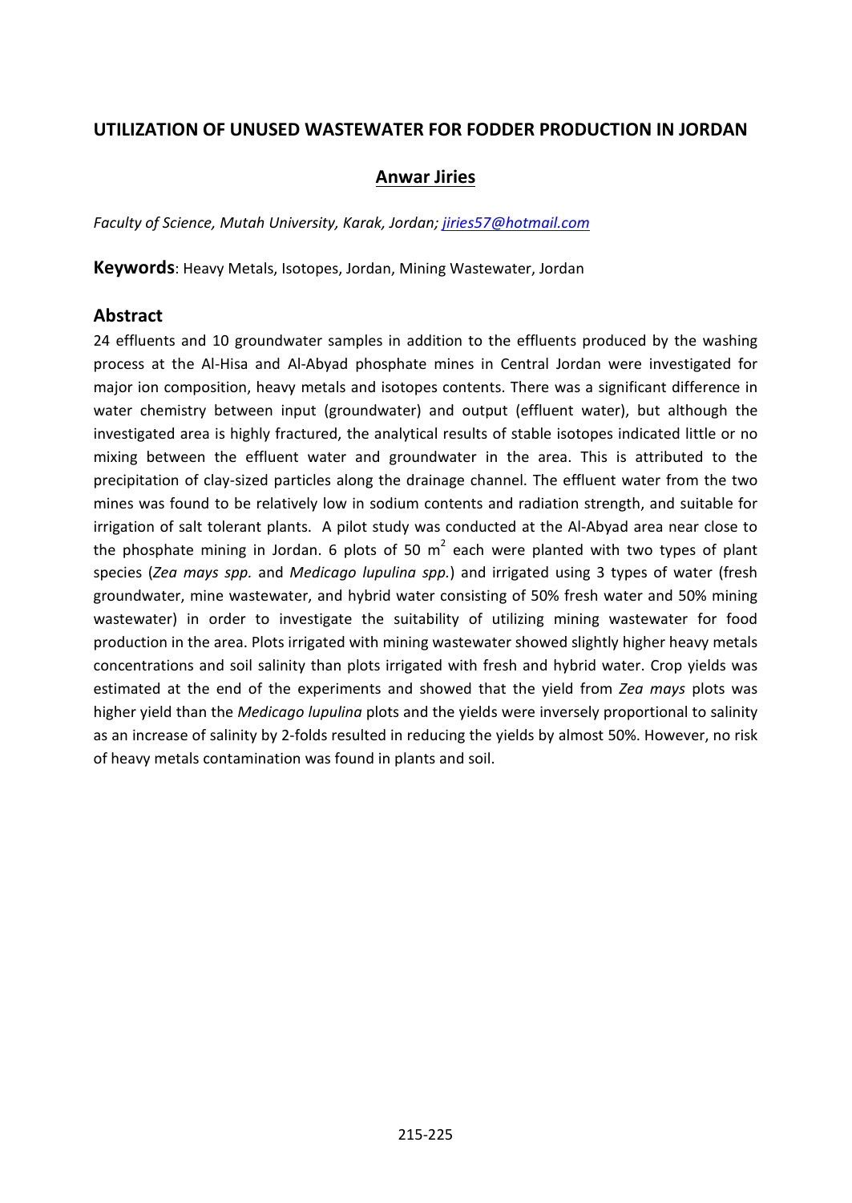## UTILIZATION OF UNUSED WASTEWATER FOR FODDER PRODUCTION IN JORDAN

**Anwar Jiries**

*Faculty of Science, Mutah University, Karak, Jordan; jiries57@hotmail.com*

**Keywords**: Heavy Metals, Isotopes, Jordan, Mining Wastewater, Jordan

### Abstract

24 effluents and 10 groundwater samples in addition to the effluents produced by the washing process at the Al-Hisa and Al-Abyad phosphate mines in Central Jordan were investigated for major ion composition, heavy metals and isotopes contents. There was a significant difference in water chemistry between input (groundwater) and output (effluent water), but although the investigated area is highly fractured, the analytical results of stable isotopes indicated little or no mixing between the effluent water and groundwater in the area. This is attributed to the precipitation of clay-sized particles along the drainage channel. The effluent water from the two mines was found to be relatively low in sodium contents and radiation strength, and suitable for irrigation of salt tolerant plants. A pilot study was conducted at the Al-Abyad area near close to the phosphate mining in Jordan. 6 plots of 50 $m^2$ each were planted with two types of plant species (*Zea mays spp.* and *Medicago lupulina spp.*) and irrigated using 3 types of water (fresh groundwater, mine wastewater, and hybrid water consisting of 50% fresh water and 50% mining wastewater) in order to investigate the suitability of utilizing mining wastewater for food production in the area. Plots irrigated with mining wastewater showed slightly higher heavy metals concentrations and soil salinity than plots irrigated with fresh and hybrid water. Crop yields was estimated at the end of the experiments and showed that the yield from *Zea mays* plots was higher yield than the *Medicago lupulina* plots and the yields were inversely proportional to salinity as an increase of salinity by 2-folds resulted in reducing the yields by almost 50%. However, no risk of heavy metals contamination was found in plants and soil.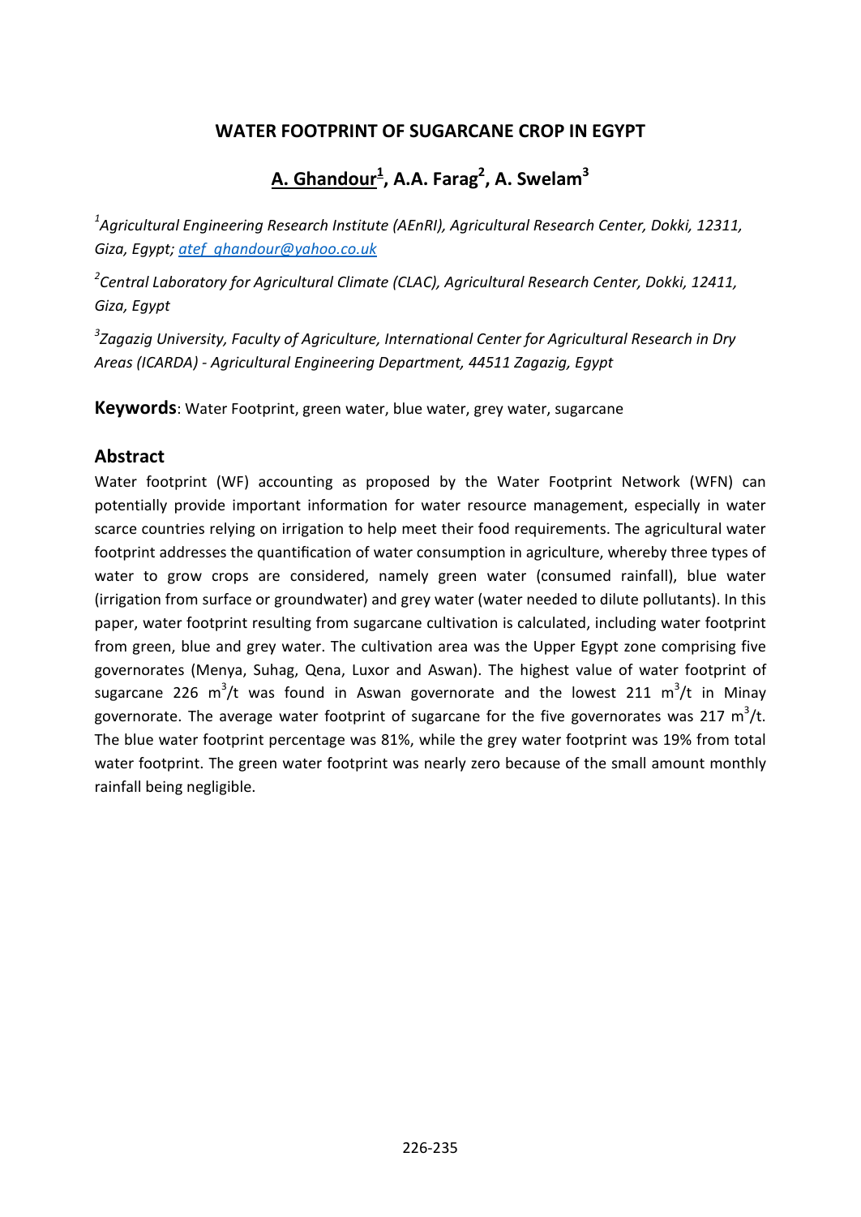# WATER FOOTPRINT OF SUGARCANE CROP IN EGYPT

## A. Ghandour[1], A.A. Farag[2], A. Swelam[3]

[1]*Agricultural Engineering Research Institute (AEnRI), Agricultural Research Center, Dokki, 12311, Giza, Egypt; atef_ghandour@yahoo.co.uk*

[2]*Central Laboratory for Agricultural Climate (CLAC), Agricultural Research Center, Dokki, 12411, Giza, Egypt*

[3]*Zagazig University, Faculty of Agriculture, International Center for Agricultural Research in Dry Areas (ICARDA) - Agricultural Engineering Department, 44511 Zagazig, Egypt*

**Keywords**: Water Footprint, green water, blue water, grey water, sugarcane

## Abstract

Water footprint (WF) accounting as proposed by the Water Footprint Network (WFN) can potentially provide important information for water resource management, especially in water scarce countries relying on irrigation to help meet their food requirements. The agricultural water footprint addresses the quantification of water consumption in agriculture, whereby three types of water to grow crops are considered, namely green water (consumed rainfall), blue water (irrigation from surface or groundwater) and grey water (water needed to dilute pollutants). In this paper, water footprint resulting from sugarcane cultivation is calculated, including water footprint from green, blue and grey water. The cultivation area was the Upper Egypt zone comprising five governorates (Menya, Suhag, Qena, Luxor and Aswan). The highest value of water footprint of sugarcane 226 $m^3/t$ was found in Aswan governorate and the lowest 211 $m^3/t$ in Minay governorate. The average water footprint of sugarcane for the five governorates was 217 $m^3/t$. The blue water footprint percentage was 81%, while the grey water footprint was 19% from total water footprint. The green water footprint was nearly zero because of the small amount monthly rainfall being negligible.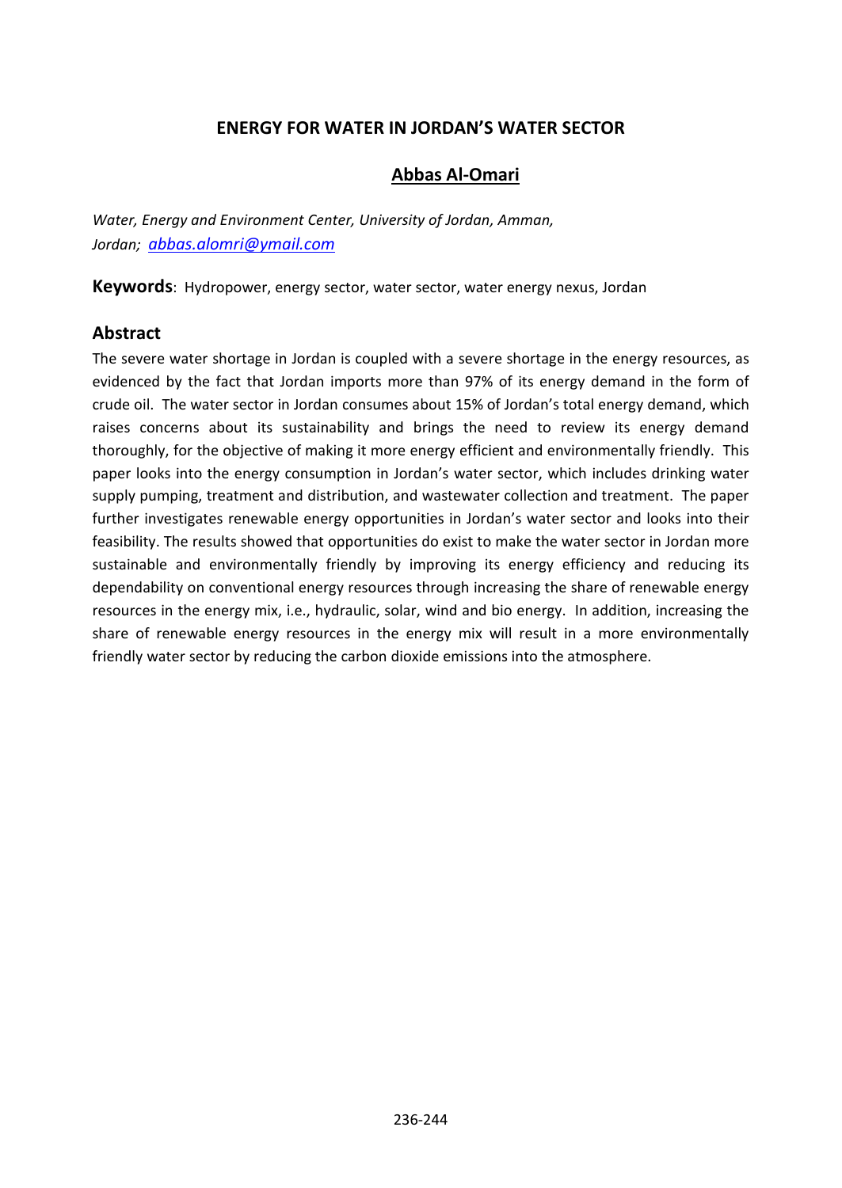# ENERGY FOR WATER IN JORDAN'S WATER SECTOR

## Abbas Al-Omari

*Water, Energy and Environment Center, University of Jordan, Amman, Jordan; [abbas.alomri@ymail.com](mailto:abbas.alomri@ymail.com)*

**Keywords**: Hydropower, energy sector, water sector, water energy nexus, Jordan

## Abstract

The severe water shortage in Jordan is coupled with a severe shortage in the energy resources, as evidenced by the fact that Jordan imports more than 97% of its energy demand in the form of crude oil. The water sector in Jordan consumes about 15% of Jordan's total energy demand, which raises concerns about its sustainability and brings the need to review its energy demand thoroughly, for the objective of making it more energy efficient and environmentally friendly. This paper looks into the energy consumption in Jordan's water sector, which includes drinking water supply pumping, treatment and distribution, and wastewater collection and treatment. The paper further investigates renewable energy opportunities in Jordan's water sector and looks into their feasibility. The results showed that opportunities do exist to make the water sector in Jordan more sustainable and environmentally friendly by improving its energy efficiency and reducing its dependability on conventional energy resources through increasing the share of renewable energy resources in the energy mix, i.e., hydraulic, solar, wind and bio energy. In addition, increasing the share of renewable energy resources in the energy mix will result in a more environmentally friendly water sector by reducing the carbon dioxide emissions into the atmosphere.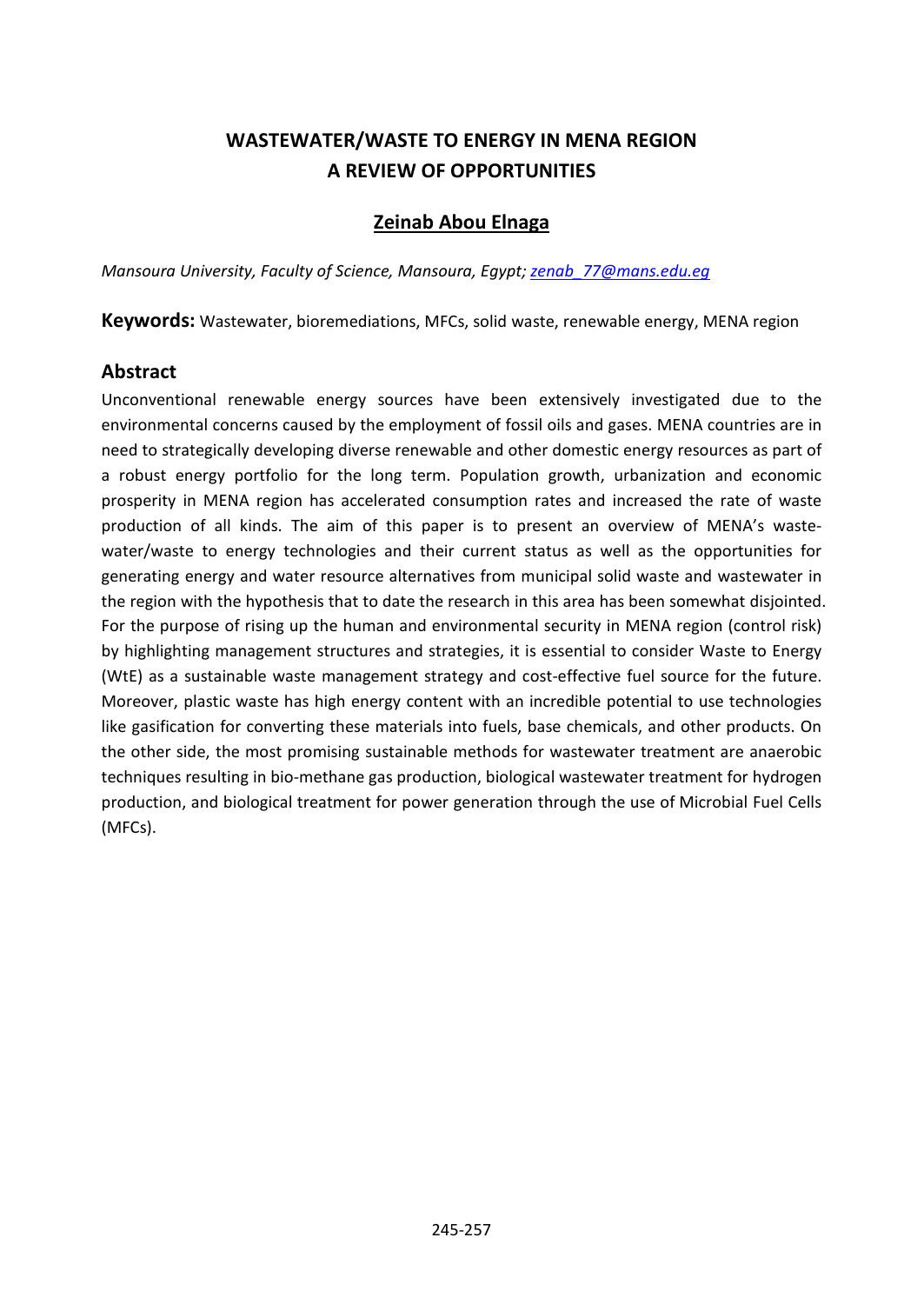# WASTEWATER/WASTE TO ENERGY IN MENA REGION A REVIEW OF OPPORTUNITIES

## Zeinab Abou Elnaga

*Mansoura University, Faculty of Science, Mansoura, Egypt; zenab_77@mans.edu.eg*

**Keywords:** Wastewater, bioremediations, MFCs, solid waste, renewable energy, MENA region

## Abstract

Unconventional renewable energy sources have been extensively investigated due to the environmental concerns caused by the employment of fossil oils and gases. MENA countries are in need to strategically developing diverse renewable and other domestic energy resources as part of a robust energy portfolio for the long term. Population growth, urbanization and economic prosperity in MENA region has accelerated consumption rates and increased the rate of waste production of all kinds. The aim of this paper is to present an overview of MENA's waste-water/waste to energy technologies and their current status as well as the opportunities for generating energy and water resource alternatives from municipal solid waste and wastewater in the region with the hypothesis that to date the research in this area has been somewhat disjointed. For the purpose of rising up the human and environmental security in MENA region (control risk) by highlighting management structures and strategies, it is essential to consider Waste to Energy (WtE) as a sustainable waste management strategy and cost-effective fuel source for the future. Moreover, plastic waste has high energy content with an incredible potential to use technologies like gasification for converting these materials into fuels, base chemicals, and other products. On the other side, the most promising sustainable methods for wastewater treatment are anaerobic techniques resulting in bio-methane gas production, biological wastewater treatment for hydrogen production, and biological treatment for power generation through the use of Microbial Fuel Cells (MFCs).

245-257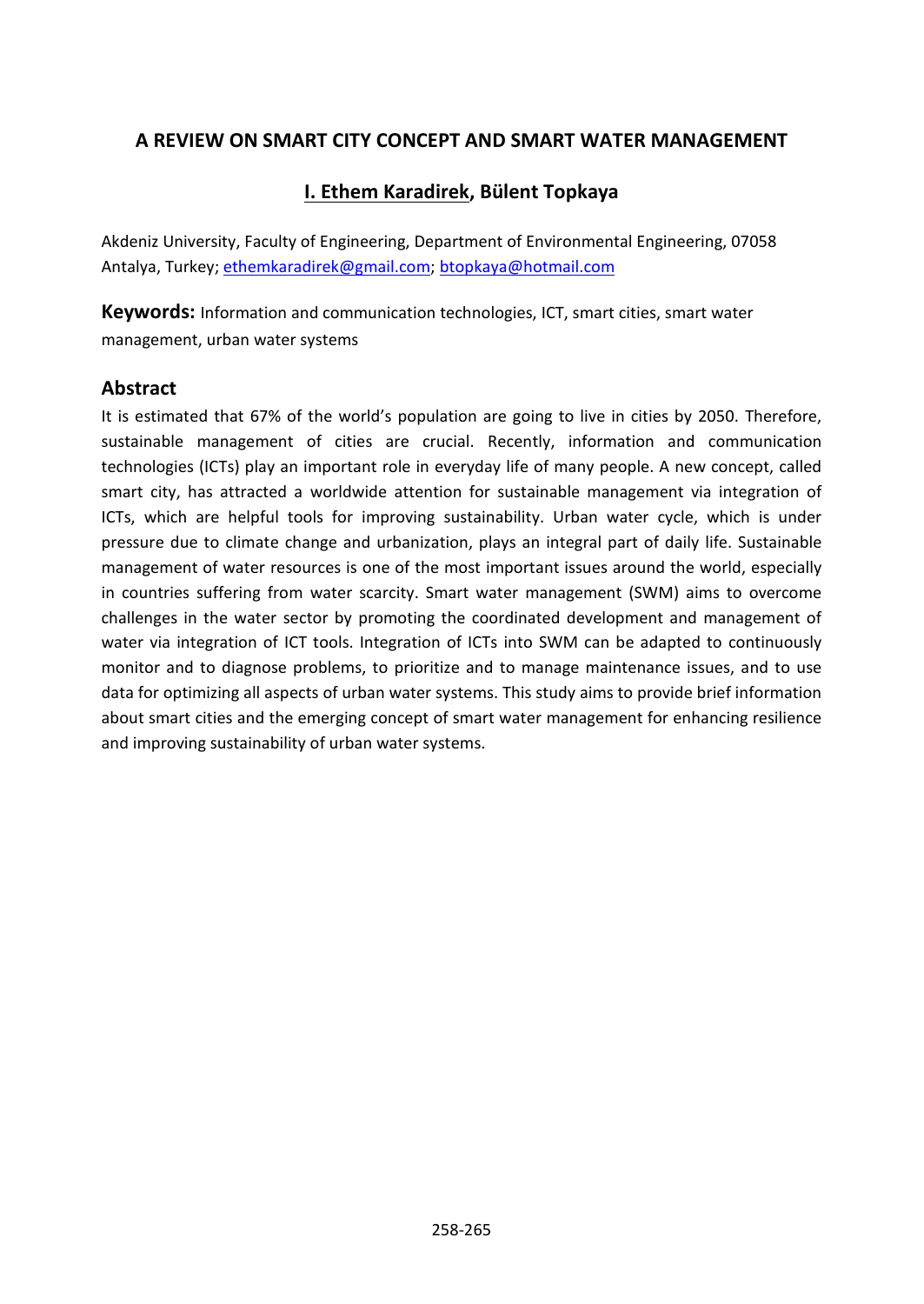# A REVIEW ON SMART CITY CONCEPT AND SMART WATER MANAGEMENT

**I. Ethem Karadirek, Bülent Topkaya**

Akdeniz University, Faculty of Engineering, Department of Environmental Engineering, 07058 Antalya, Turkey; ethemkaradirek@gmail.com; btopkaya@hotmail.com

**Keywords:** Information and communication technologies, ICT, smart cities, smart water management, urban water systems

## Abstract

It is estimated that 67% of the world's population are going to live in cities by 2050. Therefore, sustainable management of cities are crucial. Recently, information and communication technologies (ICTs) play an important role in everyday life of many people. A new concept, called smart city, has attracted a worldwide attention for sustainable management via integration of ICTs, which are helpful tools for improving sustainability. Urban water cycle, which is under pressure due to climate change and urbanization, plays an integral part of daily life. Sustainable management of water resources is one of the most important issues around the world, especially in countries suffering from water scarcity. Smart water management (SWM) aims to overcome challenges in the water sector by promoting the coordinated development and management of water via integration of ICT tools. Integration of ICTs into SWM can be adapted to continuously monitor and to diagnose problems, to prioritize and to manage maintenance issues, and to use data for optimizing all aspects of urban water systems. This study aims to provide brief information about smart cities and the emerging concept of smart water management for enhancing resilience and improving sustainability of urban water systems.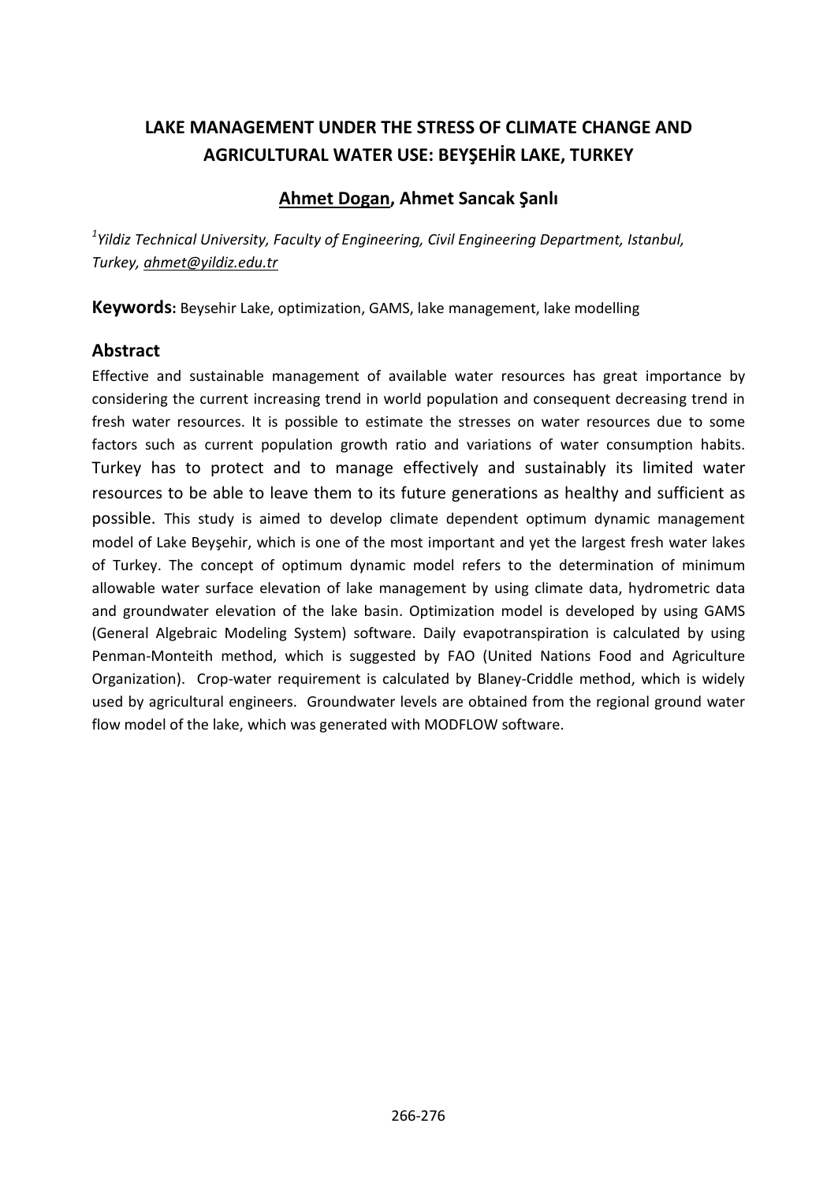# LAKE MANAGEMENT UNDER THE STRESS OF CLIMATE CHANGE AND AGRICULTURAL WATER USE: BEYŞEHİR LAKE, TURKEY

**Ahmet Dogan, Ahmet Sancak Şanlı**

[1] *Yildiz Technical University, Faculty of Engineering, Civil Engineering Department, Istanbul, Turkey, ahmet@yildiz.edu.tr*

**Keywords:** Beysehir Lake, optimization, GAMS, lake management, lake modelling

## Abstract

Effective and sustainable management of available water resources has great importance by considering the current increasing trend in world population and consequent decreasing trend in fresh water resources. It is possible to estimate the stresses on water resources due to some factors such as current population growth ratio and variations of water consumption habits. Turkey has to protect and to manage effectively and sustainably its limited water resources to be able to leave them to its future generations as healthy and sufficient as possible. This study is aimed to develop climate dependent optimum dynamic management model of Lake Beyşehir, which is one of the most important and yet the largest fresh water lakes of Turkey. The concept of optimum dynamic model refers to the determination of minimum allowable water surface elevation of lake management by using climate data, hydrometric data and groundwater elevation of the lake basin. Optimization model is developed by using GAMS (General Algebraic Modeling System) software. Daily evapotranspiration is calculated by using Penman-Monteith method, which is suggested by FAO (United Nations Food and Agriculture Organization). Crop-water requirement is calculated by Blaney-Criddle method, which is widely used by agricultural engineers. Groundwater levels are obtained from the regional ground water flow model of the lake, which was generated with MODFLOW software.